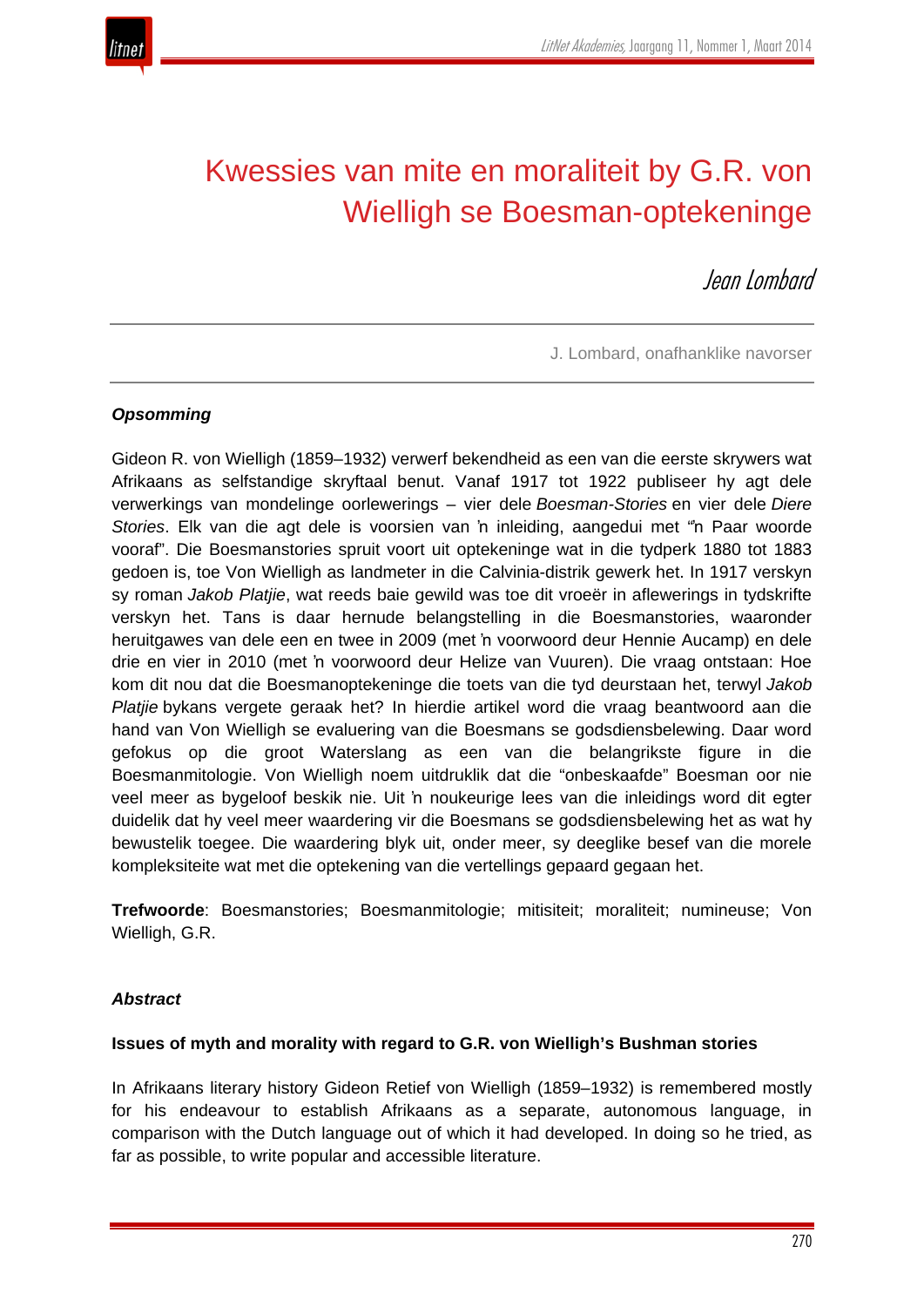# Kwessies van mite en moraliteit by G.R. von Wielligh se Boesman-optekeninge

*Jean Lombard*

J. Lombard, onafhanklike navorser

### *Opsomming*

Gideon R. von Wielligh (1859–1932) verwerf bekendheid as een van die eerste skrywers wat Afrikaans as selfstandige skryftaal benut. Vanaf 1917 tot 1922 publiseer hy agt dele verwerkings van mondelinge oorleweringe – vier dele *Boesman-Stories* en vier dele *Diere Stories*. Elk van die agt dele is voorsien van ŉ inleiding, aangedui met "ŉ Paar woorde vooraf". Die Boesmanstories spruit voort uit optekeninge wat in die tydperk 1880 tot 1883 gedoen is, toe Von Wielligh as landmeter in die Calvinia-distrik gewerk het. In 1917 verskyn sy roman *Jakob Platjie*, wat reeds baie gewild was toe dit vroeër in aflewerings in tydskrifte verskyn het. Tans is daar hernude belangstelling in die Boesmanstories, waaronder heruitgawes van dele een en twee in 2009 (met ŉ voorwoord deur Hennie Aucamp) en dele drie en vier in 2010 (met ŉ voorwoord deur Helize van Vuuren). Die vraag ontstaan: Hoe kom dit nou dat die Boesmanoptekeninge die toets van die tyd deurstaan het, terwyl *Jakob Platjie* bykans vergete geraak het? In hierdie artikel word die vraag beantwoord aan die hand van Von Wielligh se evaluering van die Boesmans se godsdiensbelewing. Daar word gefokus op die groot Waterslang as een van die belangrikste figure in die Boesmanmitologie. Von Wielligh noem uitdruklik dat die "onbeskaafde" Boesman oor nie veel meer as bygeloof beskik nie. Uit ŉ noukeurige lees van die inleidings word dit egter duidelik dat hy veel meer waardering vir die Boesmans se godsdiensbelewing het as wat hy bewustelik toegee. Die waardering blyk uit, onder meer, sy deeglike besef van die morele kompleksiteite wat met die optekening van die vertellings gepaard gegaan het.

**Trefwoorde**: Boesmanstories; Boesmanmitologie; mitisiteit; moraliteit; numineuse; Von Wielligh, G.R.

### *Abstract*

**Issues of myth and morality with regard to G.R. von Wielligh's Bushman stories**

In Afrikaans literary history Gideon Retief von Wielligh (1859–1932) is remembered mostly for his endeavour to establish Afrikaans as a separate, autonomous language, in comparison with the Dutch language out of which it had developed. In doing so he tried, as far as possible, to write popular and accessible literature.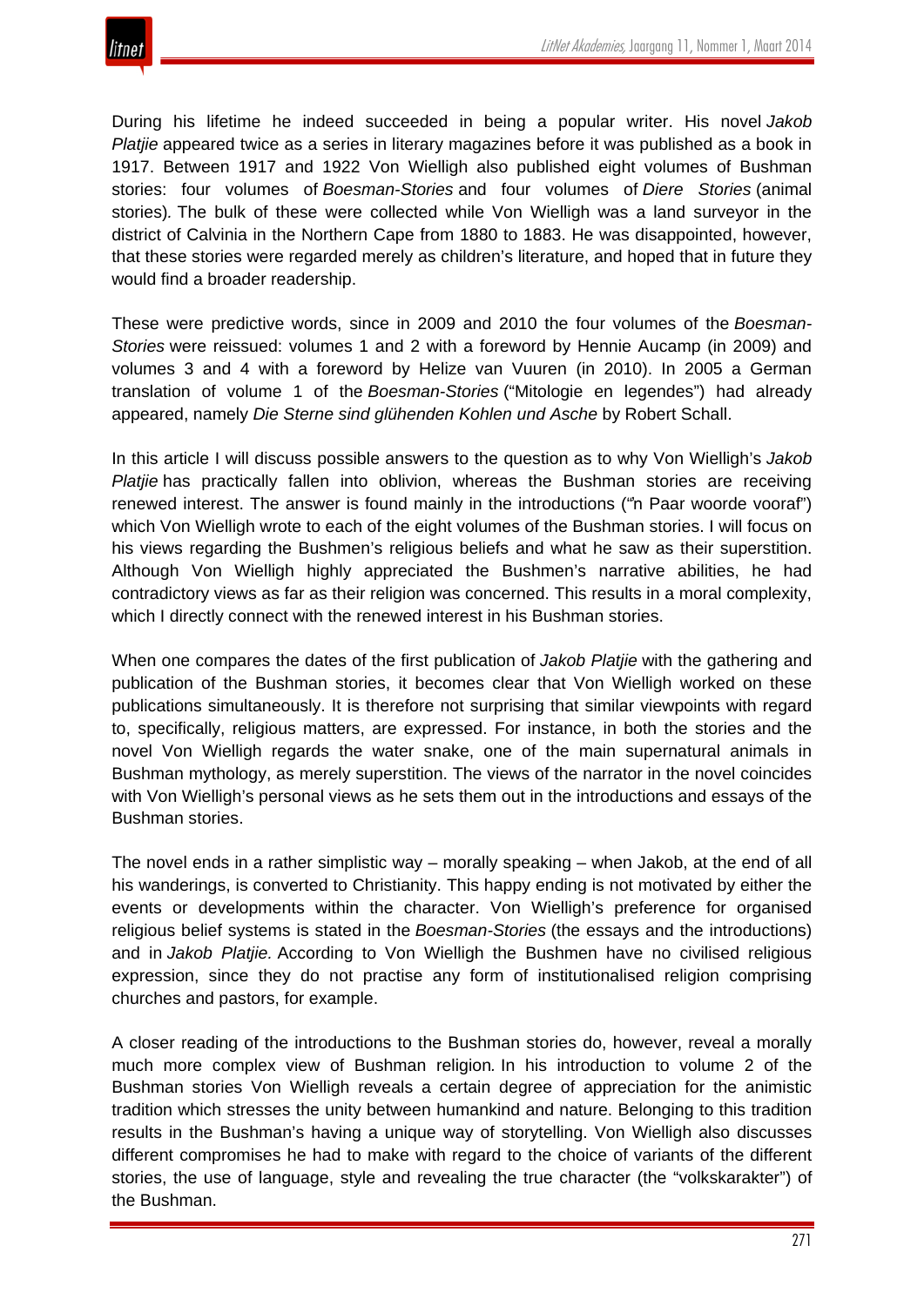During his lifetime he indeed succeeded in being a popular writer. His novel *Jakob Platjie* appeared twice as a series in literary magazines before it was published as a book in 1917. Between 1917 and 1922 Von Wielligh also published eight volumes of Bushman stories: four volumes of *Boesman-Stories* and four volumes of *Diere Stories* (animal stories)*.* The bulk of these were collected while Von Wielligh was a land surveyor in the district of Calvinia in the Northern Cape from 1880 to 1883. He was disappointed, however, that these stories were regarded merely as children's literature, and hoped that in future they would find a broader readership.

These were predictive words, since in 2009 and 2010 the four volumes of the *Boesman-Stories* were reissued: volumes 1 and 2 with a foreword by Hennie Aucamp (in 2009) and volumes 3 and 4 with a foreword by Helize van Vuuren (in 2010). In 2005 a German translation of volume 1 of the *Boesman-Stories* ("Mitologie en legendes") had already appeared, namely *Die Sterne sind glühenden Kohlen und Asche* by Robert Schall.

In this article I will discuss possible answers to the question as to why Von Wielligh's *Jakob Platjie* has practically fallen into oblivion, whereas the Bushman stories are receiving renewed interest. The answer is found mainly in the introductions ("n Paar woorde vooraf") which Von Wielligh wrote to each of the eight volumes of the Bushman stories. I will focus on his views regarding the Bushmen's religious beliefs and what he saw as their superstition. Although Von Wielligh highly appreciated the Bushmen's narrative abilities, he had contradictory views as far as their religion was concerned. This results in a moral complexity, which I directly connect with the renewed interest in his Bushman stories.

When one compares the dates of the first publication of *Jakob Platjie* with the gathering and publication of the Bushman stories, it becomes clear that Von Wielligh worked on these publications simultaneously. It is therefore not surprising that similar viewpoints with regard to, specifically, religious matters, are expressed. For instance, in both the stories and the novel Von Wielligh regards the water snake, one of the main supernatural animals in Bushman mythology, as merely superstition. The views of the narrator in the novel coincides with Von Wielligh's personal views as he sets them out in the introductions and essays of the Bushman stories.

The novel ends in a rather simplistic way – morally speaking – when Jakob, at the end of all his wanderings, is converted to Christianity. This happy ending is not motivated by either the events or developments within the character. Von Wielligh's preference for organised religious belief systems is stated in the *Boesman-Stories* (the essays and the introductions) and in *Jakob Platjie.* According to Von Wielligh the Bushmen have no civilised religious expression, since they do not practise any form of institutionalised religion comprising churches and pastors, for example.

A closer reading of the introductions to the Bushman stories do, however, reveal a morally much more complex view of Bushman religion. In his introduction to volume 2 of the Bushman stories Von Wielligh reveals a certain degree of appreciation for the animistic tradition which stresses the unity between humankind and nature. Belonging to this tradition results in the Bushman's having a unique way of storytelling. Von Wielligh also discusses different compromises he had to make with regard to the choice of variants of the different stories, the use of language, style and revealing the true character (the "volkskarakter") of the Bushman.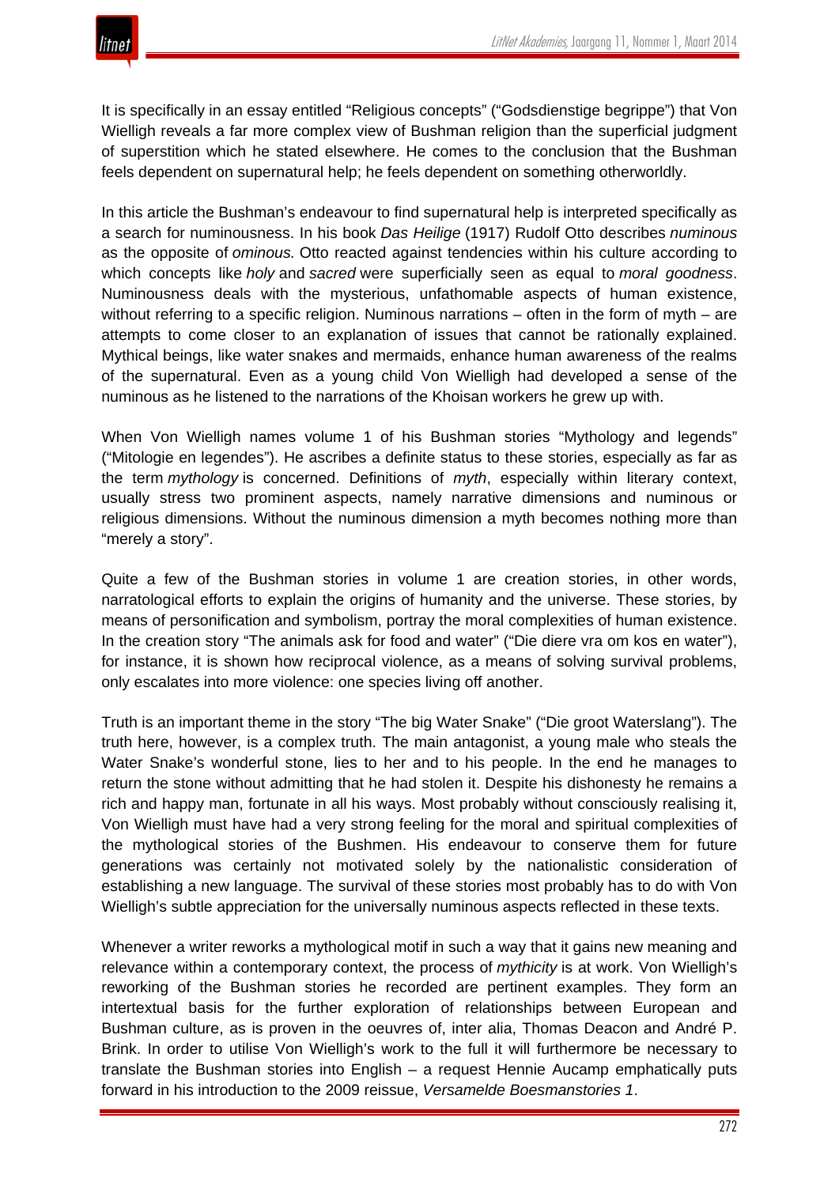It is specifically in an essay entitled "Religious concepts" ("Godsdienstige begrippe") that Von Wielligh reveals a far more complex view of Bushman religion than the superficial judgment of superstition which he stated elsewhere. He comes to the conclusion that the Bushman feels dependent on supernatural help; he feels dependent on something otherworldly.

In this article the Bushman's endeavour to find supernatural help is interpreted specifically as a search for numinousness. In his book *Das Heilige* (1917) Rudolf Otto describes *numinous* as the opposite of *ominous.* Otto reacted against tendencies within his culture according to which concepts like *holy* and *sacred* were superficially seen as equal to *moral goodness*. Numinousness deals with the mysterious, unfathomable aspects of human existence, without referring to a specific religion. Numinous narrations – often in the form of myth – are attempts to come closer to an explanation of issues that cannot be rationally explained. Mythical beings, like water snakes and mermaids, enhance human awareness of the realms of the supernatural. Even as a young child Von Wielligh had developed a sense of the numinous as he listened to the narrations of the Khoisan workers he grew up with.

When Von Wielligh names volume 1 of his Bushman stories "Mythology and legends" ("Mitologie en legendes"). He ascribes a definite status to these stories, especially as far as the term *mythology* is concerned. Definitions of *myth*, especially within literary context, usually stress two prominent aspects, namely narrative dimensions and numinous or religious dimensions. Without the numinous dimension a myth becomes nothing more than "merely a story".

Quite a few of the Bushman stories in volume 1 are creation stories, in other words, narratological efforts to explain the origins of humanity and the universe. These stories, by means of personification and symbolism, portray the moral complexities of human existence. In the creation story "The animals ask for food and water" ("Die diere vra om kos en water"), for instance, it is shown how reciprocal violence, as a means of solving survival problems, only escalates into more violence: one species living off another.

Truth is an important theme in the story "The big Water Snake" ("Die groot Waterslang"). The truth here, however, is a complex truth. The main antagonist, a young male who steals the Water Snake's wonderful stone, lies to her and to his people. In the end he manages to return the stone without admitting that he had stolen it. Despite his dishonesty he remains a rich and happy man, fortunate in all his ways. Most probably without consciously realising it, Von Wielligh must have had a very strong feeling for the moral and spiritual complexities of the mythological stories of the Bushmen. His endeavour to conserve them for future generations was certainly not motivated solely by the nationalistic consideration of establishing a new language. The survival of these stories most probably has to do with Von Wielligh's subtle appreciation for the universally numinous aspects reflected in these texts.

Whenever a writer reworks a mythological motif in such a way that it gains new meaning and relevance within a contemporary context, the process of *mythicity* is at work. Von Wielligh's reworking of the Bushman stories he recorded are pertinent examples. They form an intertextual basis for the further exploration of relationships between European and Bushman culture, as is proven in the oeuvres of, inter alia, Thomas Deacon and André P. Brink. In order to utilise Von Wielligh's work to the full it will furthermore be necessary to translate the Bushman stories into English – a request Hennie Aucamp emphatically puts forward in his introduction to the 2009 reissue, *Versamelde Boesmanstories 1*.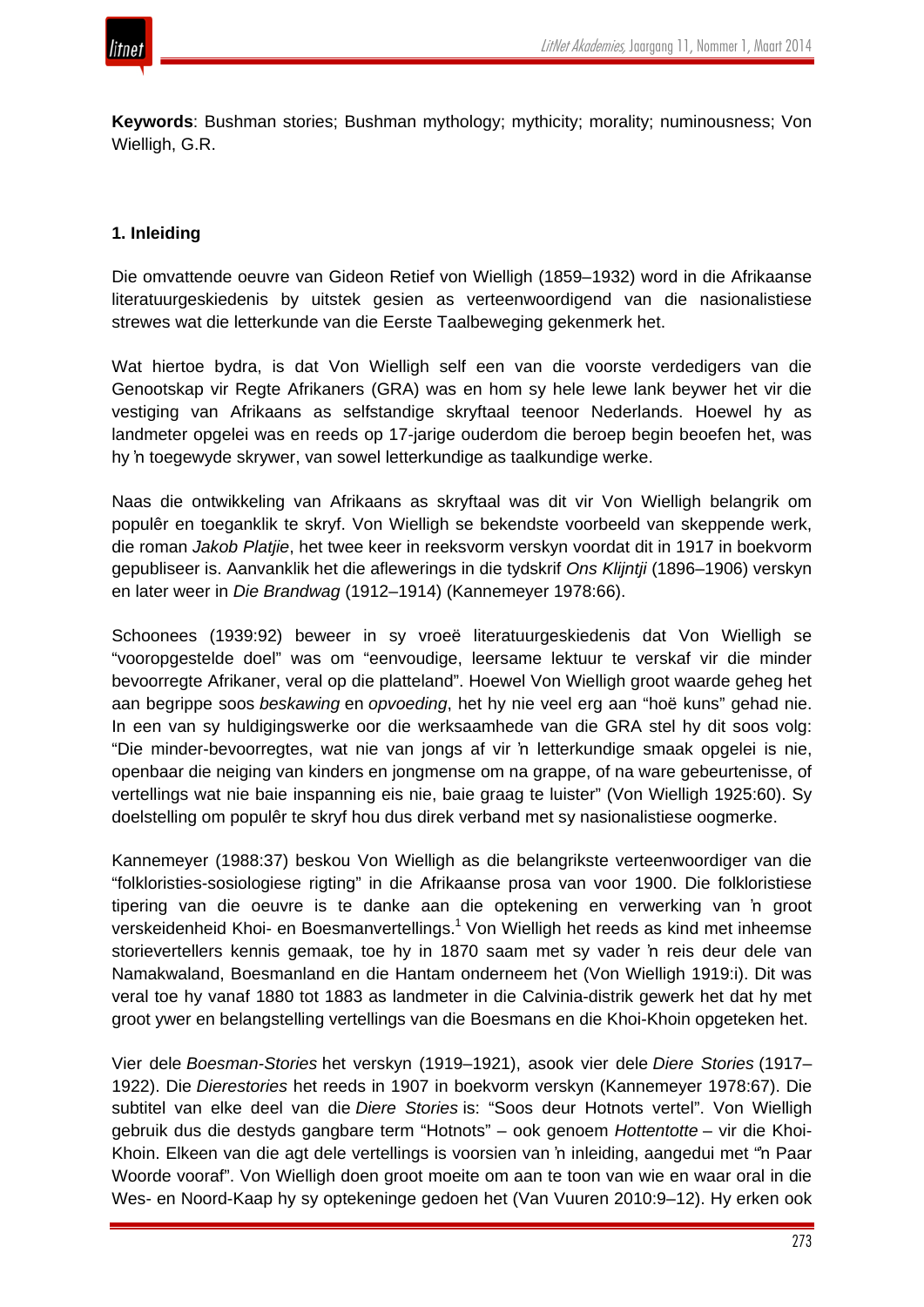**Keywords**: Bushman stories; Bushman mythology; mythicity; morality; numinousness; Von Wielligh, G.R.

**1. Inleiding**

Die omvattende oeuvre van Gideon Retief von Wielligh (1859–1932) word in die Afrikaanse literatuurgeskiedenis by uitstek gesien as verteenwoordigend van die nasionalistiese strewes wat die letterkunde van die Eerste Taalbeweging gekenmerk het.

Wat hiertoe bydra, is dat Von Wielligh self een van die voorste verdedigers van die Genootskap vir Regte Afrikaners (GRA) was en hom sy hele lewe lank beywer het vir die vestiging van Afrikaans as selfstandige skryftaal teenoor Nederlands. Hoewel hy as landmeter opgelei was en reeds op 17-jarige ouderdom die beroep begin beoefen het, was hy ŉ toegewyde skrywer, van sowel letterkundige as taalkundige werke.

Naas die ontwikkeling van Afrikaans as skryftaal was dit vir Von Wielligh belangrik om populêr en toeganklik te skryf. Von Wielligh se bekendste voorbeeld van skeppende werk, die roman *Jakob Platjie*, het twee keer in reeksvorm verskyn voordat dit in 1917 in boekvorm gepubliseer is. Aanvanklik het die aflewerings in die tydskrif *Ons Klijntji* (1896–1906) verskyn en later weer in *Die Brandwag* (1912–1914) (Kannemeyer 1978:66).

Schoonees (1939:92) beweer in sy vroeë literatuurgeskiedenis dat Von Wielligh se "vooropgestelde doel" was om "eenvoudige, leersame lektuur te verskaf vir die minder bevoorregte Afrikaner, veral op die platteland". Hoewel Von Wielligh groot waarde geheg het aan begrippe soos *beskawing* en *opvoeding*, het hy nie veel erg aan "hoë kuns" gehad nie. In een van sy huldigingswerke oor die werksaamhede van die GRA stel hy dit soos volg: "Die minder-bevoorregtes, wat nie van jongs af vir ŉ letterkundige smaak opgelei is nie, openbaar die neiging van kinders en jongmense om na grappe, of na ware gebeurtenisse, of vertellings wat nie baie inspanning eis nie, baie graag te luister" (Von Wielligh 1925:60). Sy doelstelling om populêr te skryf hou dus direk verband met sy nasionalistiese oogmerke.

Kannemeyer (1988:37) beskou Von Wielligh as die belangrikste verteenwoordiger van die "folkloristies-sosiologiese rigting" in die Afrikaanse prosa van voor 1900. Die folkloristiese tipering van die oeuvre is te danke aan die optekening en verwerking van ŉ groot verskeidenheid Khoi- en Boesmanvertellings.[1] Von Wielligh het reeds as kind met inheemse storievertellers kennis gemaak, toe hy in 1870 saam met sy vader ŉ reis deur dele van Namakwaland, Boesmanland en die Hantam onderneem het (Von Wielligh 1919:i). Dit was veral toe hy vanaf 1880 tot 1883 as landmeter in die Calvinia-distrik gewerk het dat hy met groot ywer en belangstelling vertellings van die Boesmans en die Khoi-Khoin opgeteken het.

Vier dele *Boesman-Stories* het verskyn (1919–1921), asook vier dele *Diere Stories* (1917–1922). Die *Dierestories* het reeds in 1907 in boekvorm verskyn (Kannemeyer 1978:67). Die subtitel van elke deel van die *Diere Stories* is: "Soos deur Hotnots vertel". Von Wielligh gebruik dus die destyds gangbare term "Hotnots" – ook genoem *Hottentotte* – vir die Khoi-Khoin. Elkeen van die agt dele vertellings is voorsien van ŉ inleiding, aangedui met "ŉ Paar Woorde vooraf". Von Wielligh doen groot moeite om aan te toon van wie en waar oral in die Wes- en Noord-Kaap hy sy optekeninge gedoen het (Van Vuuren 2010:9–12). Hy erken ook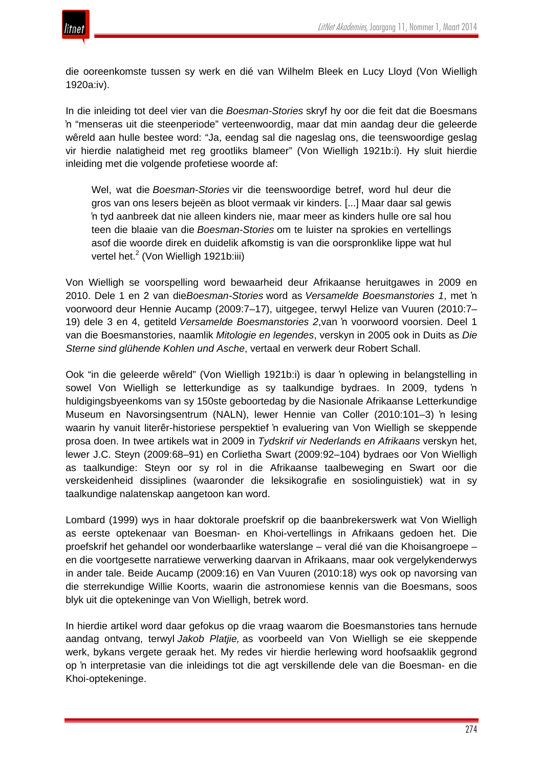die ooreenkomste tussen sy werk en dié van Wilhelm Bleek en Lucy Lloyd (Von Wielligh 1920a:iv).

In die inleiding tot deel vier van die *Boesman-Stories* skryf hy oor die feit dat die Boesmans 'n "menseras uit die steenperiode" verteenwoordig, maar dat min aandag deur die geleerde wêreld aan hulle bestee word: "Ja, eendag sal die nageslag ons, die teenswoordige geslag vir hierdie nalatigheid met reg grootliks blameer" (Von Wielligh 1921b:i). Hy sluit hierdie inleiding met die volgende profetiese woorde af:

> Wel, wat die *Boesman-Stories* vir die teenswoordige betref, word hul deur die gros van ons lesers bejeën as bloot vermaak vir kinders. [...] Maar daar sal gewis 'n tyd aanbreek dat nie alleen kinders nie, maar meer as kinders hulle ore sal hou teen die blaaie van die *Boesman-Stories* om te luister na sprokies en vertellings asof die woorde direk en duidelik afkomstig is van die oorspronklike lippe wat hul vertel het.[2] (Von Wielligh 1921b:iii)

Von Wielligh se voorspelling word bewaarheid deur Afrikaanse heruitgawes in 2009 en 2010. Dele 1 en 2 van die*Boesman-Stories* word as *Versamelde Boesmanstories 1*, met 'n voorwoord deur Hennie Aucamp (2009:7–17), uitgegee, terwyl Helize van Vuuren (2010:7–19) dele 3 en 4, getiteld *Versamelde Boesmanstories 2*,van 'n voorwoord voorsien. Deel 1 van die Boesmanstories, naamlik *Mitologie en legendes*, verskyn in 2005 ook in Duits as *Die Sterne sind glühende Kohlen und Asche*, vertaal en verwerk deur Robert Schall.

Ook "in die geleerde wêreld" (Von Wielligh 1921b:i) is daar 'n oplewing in belangstelling in sowel Von Wielligh se letterkundige as sy taalkundige bydraes. In 2009, tydens 'n huldigingsbyeenkoms van sy 150ste geboortedag by die Nasionale Afrikaanse Letterkundige Museum en Navorsingsentrum (NALN), lewer Hennie van Coller (2010:101–3) 'n lesing waarin hy vanuit literêr-historiese perspektief 'n evaluering van Von Wielligh se skeppende prosa doen. In twee artikels wat in 2009 in *Tydskrif vir Nederlands en Afrikaans* verskyn het, lewer J.C. Steyn (2009:68–91) en Corlietha Swart (2009:92–104) bydraes oor Von Wielligh as taalkundige: Steyn oor sy rol in die Afrikaanse taalbeweging en Swart oor die verskeidenheid dissiplines (waaronder die leksikografie en sosiolinguistiek) wat in sy taalkundige nalatenskap aangetoon kan word.

Lombard (1999) wys in haar doktorale proefskrif op die baanbrekerswerk wat Von Wielligh as eerste optekenaar van Boesman- en Khoi-vertellings in Afrikaans gedoen het. Die proefskrif het gehandel oor wonderbaarlike waterslange – veral dié van die Khoisangroepe – en die voortgesette narratiewe verwerking daarvan in Afrikaans, maar ook vergelykenderwys in ander tale. Beide Aucamp (2009:16) en Van Vuuren (2010:18) wys ook op navorsing van die sterrekundige Willie Koorts, waarin die astronomiese kennis van die Boesmans, soos blyk uit die optekeninge van Von Wielligh, betrek word.

In hierdie artikel word daar gefokus op die vraag waarom die Boesmanstories tans hernude aandag ontvang, terwyl *Jakob Platjie,* as voorbeeld van Von Wielligh se eie skeppende werk, bykans vergete geraak het. My redes vir hierdie herlewing word hoofsaaklik gegrond op 'n interpretasie van die inleidings tot die agt verskillende dele van die Boesman- en die Khoi-optekeninge.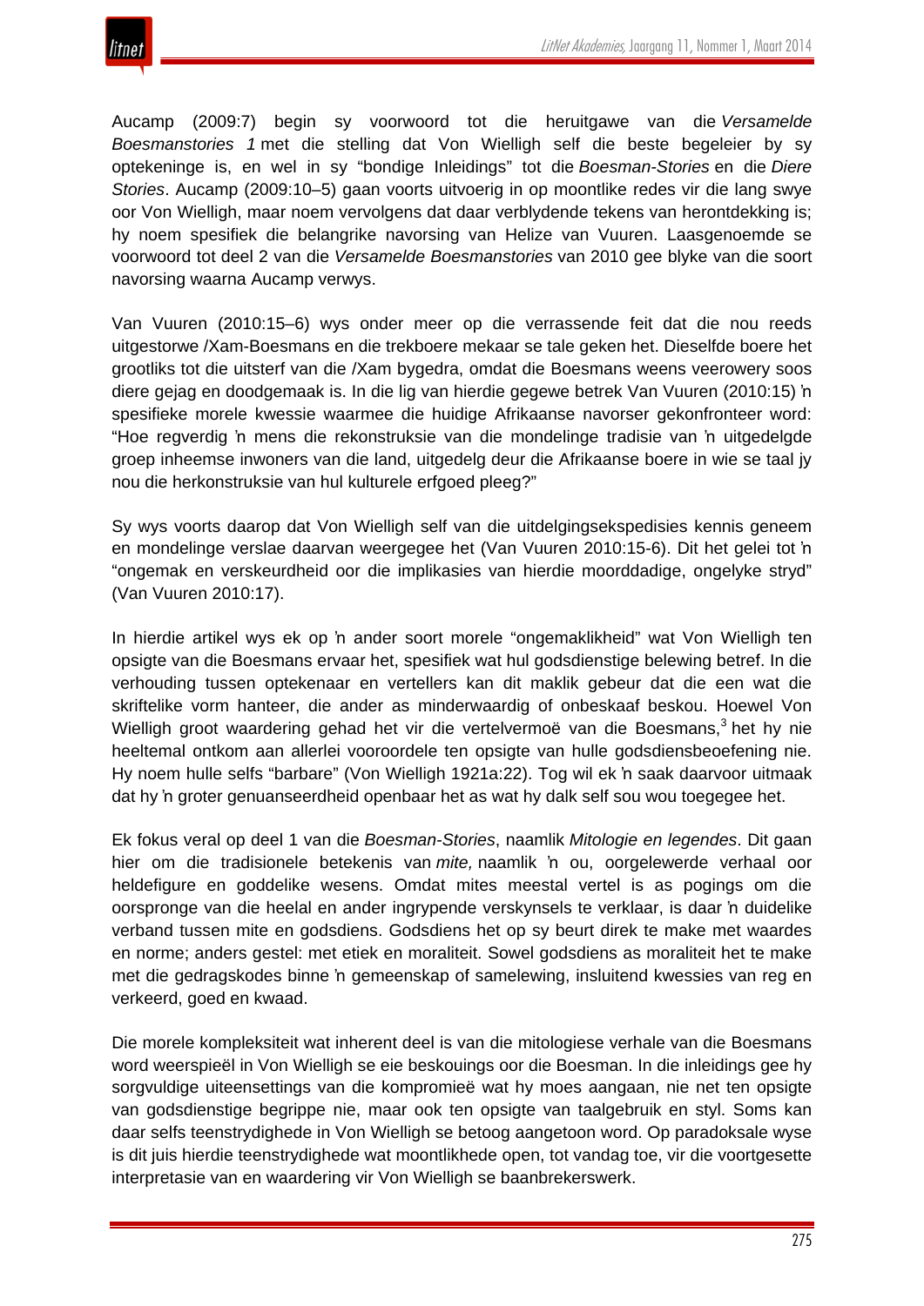Aucamp (2009:7) begin sy voorwoord tot die heruitgawe van die *Versamelde Boesmanstories 1* met die stelling dat Von Wielligh self die beste begeleier by sy optekeninge is, en wel in sy "bondige Inleidings" tot die *Boesman-Stories* en die *Diere Stories*. Aucamp (2009:10–5) gaan voorts uitvoerig in op moontlike redes vir die lang swye oor Von Wielligh, maar noem vervolgens dat daar verblydende tekens van herontdekking is; hy noem spesifiek die belangrike navorsing van Helize van Vuuren. Laasgenoemde se voorwoord tot deel 2 van die *Versamelde Boesmanstories* van 2010 gee blyke van die soort navorsing waarna Aucamp verwys.

Van Vuuren (2010:15–6) wys onder meer op die verrassende feit dat die nou reeds uitgestorwe /Xam-Boesmans en die trekboere mekaar se tale geken het. Dieselfde boere het grootliks tot die uitsterf van die /Xam bygedra, omdat die Boesmans weens veerowery soos diere gejag en doodgemaak is. In die lig van hierdie gegewe betrek Van Vuuren (2010:15) 'n spesifieke morele kwessie waarmee die huidige Afrikaanse navorser gekonfronteer word: "Hoe regverdig 'n mens die rekonstruksie van die mondelinge tradisie van 'n uitgedelgde groep inheemse inwoners van die land, uitgedelg deur die Afrikaanse boere in wie se taal jy nou die herkonstruksie van hul kulturele erfgoed pleeg?"

Sy wys voorts daarop dat Von Wielligh self van die uitdelgingsekspedisies kennis geneem en mondelinge verslae daarvan weergegee het (Van Vuuren 2010:15-6). Dit het gelei tot 'n "ongemak en verskeurdheid oor die implikasies van hierdie moorddadige, ongelyke stryd" (Van Vuuren 2010:17).

In hierdie artikel wys ek op 'n ander soort morele "ongemaklikheid" wat Von Wielligh ten opsigte van die Boesmans ervaar het, spesifiek wat hul godsdienstige belewing betref. In die verhouding tussen optekenaar en vertellers kan dit maklik gebeur dat die een wat die skriftelike vorm hanteer, die ander as minderwaardig of onbeskaaf beskou. Hoewel Von Wielligh groot waardering gehad het vir die vertelvermoë van die Boesmans,[3] het hy nie heeltemal ontkom aan allerlei vooroordele ten opsigte van hulle godsdiensbeoefening nie. Hy noem hulle selfs "barbare" (Von Wielligh 1921a:22). Tog wil ek 'n saak daarvoor uitmaak dat hy 'n groter genuanseerdheid openbaar het as wat hy dalk self sou wou toegegee het.

Ek fokus veral op deel 1 van die *Boesman-Stories*, naamlik *Mitologie en legendes*. Dit gaan hier om die tradisionele betekenis van *mite,* naamlik 'n ou, oorgelewerde verhaal oor heldefigure en goddelike wesens. Omdat mites meestal vertel is as pogings om die oorspronge van die heelal en ander ingrypende verskynsels te verklaar, is daar 'n duidelike verband tussen mite en godsdiens. Godsdiens het op sy beurt direk te make met waardes en norme; anders gestel: met etiek en moraliteit. Sowel godsdiens as moraliteit het te make met die gedragskodes binne 'n gemeenskap of samelewing, insluitend kwessies van reg en verkeerd, goed en kwaad.

Die morele kompleksiteit wat inherent deel is van die mitologiese verhale van die Boesmans word weerspieël in Von Wielligh se eie beskouings oor die Boesman. In die inleidings gee hy sorgvuldige uiteensettings van die kompromieë wat hy moes aangaan, nie net ten opsigte van godsdienstige begrippe nie, maar ook ten opsigte van taalgebruik en styl. Soms kan daar selfs teenstrydighede in Von Wielligh se betoog aangetoon word. Op paradoksale wyse is dit juis hierdie teenstrydighede wat moontlikhede open, tot vandag toe, vir die voortgesette interpretasie van en waardering vir Von Wielligh se baanbrekerswerk.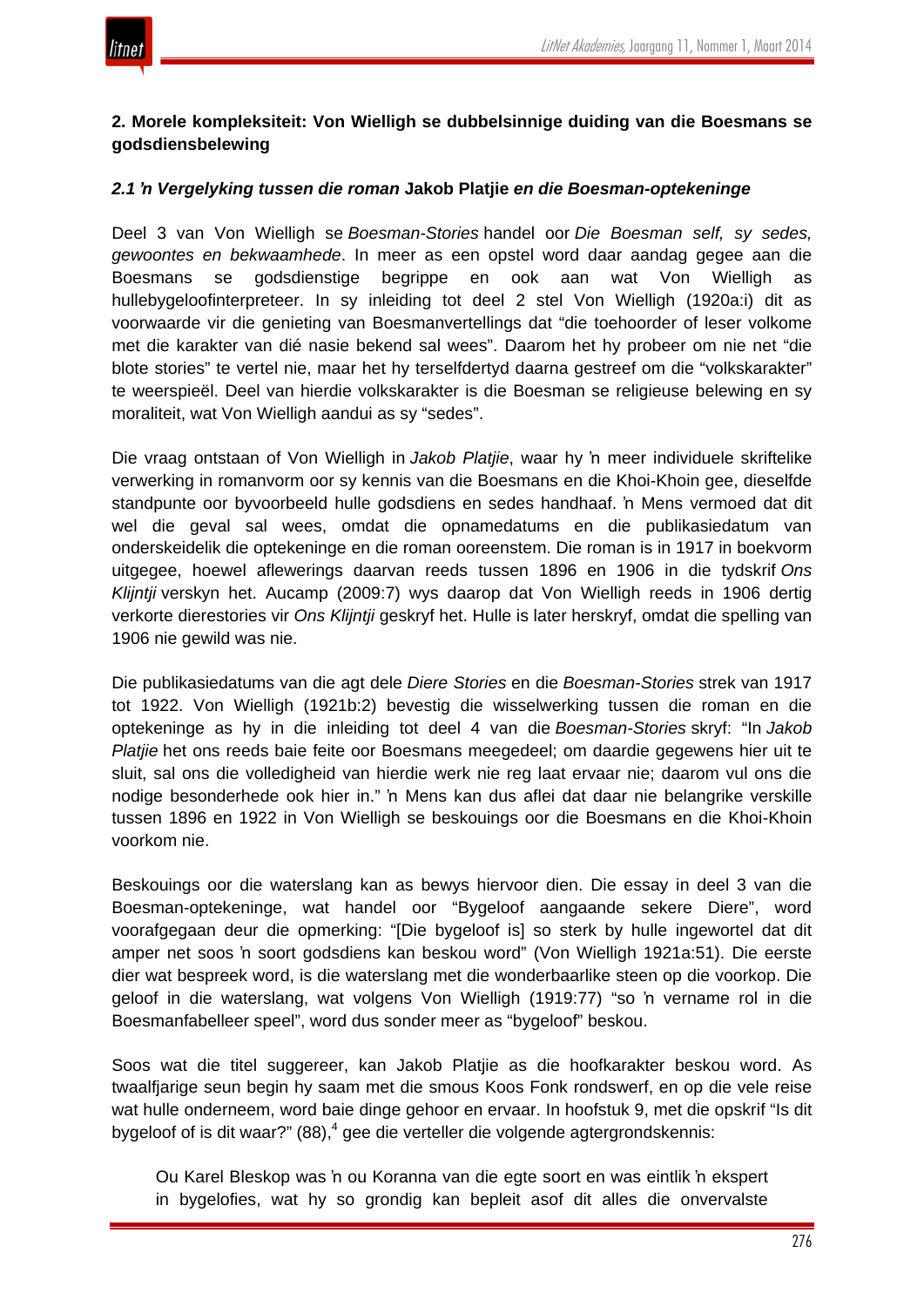## 2. Morele kompleksiteit: Von Wielligh se dubbelsinnige duiding van die Boesmans se godsdiensbelewing

### *2.1 'n Vergelyking tussen die roman* Jakob Platjie *en die Boesman-optekeninge*

Deel 3 van Von Wielligh se *Boesman-Stories* handel oor *Die Boesman self, sy sedes, gewoontes en bekwaamhede*. In meer as een opstel word daar aandag gegee aan die Boesmans se godsdienstige begrippe en ook aan wat Von Wielligh as hullebygeloofinterpreteer. In sy inleiding tot deel 2 stel Von Wielligh (1920a:i) dit as voorwaarde vir die genieting van Boesmanvertellings dat "die toehoorder of leser volkome met die karakter van dié nasie bekend sal wees". Daarom het hy probeer om nie net "die blote stories" te vertel nie, maar het hy terselfdertyd daarna gestreef om die "volkskarakter" te weerspieël. Deel van hierdie volkskarakter is die Boesman se religieuse belewing en sy moraliteit, wat Von Wielligh aandui as sy "sedes".

Die vraag ontstaan of Von Wielligh in *Jakob Platjie*, waar hy 'n meer individuele skriftelike verwerking in romanvorm oor sy kennis van die Boesmans en die Khoi-Khoin gee, dieselfde standpunte oor byvoorbeeld hulle godsdiens en sedes handhaaf. 'n Mens vermoed dat dit wel die geval sal wees, omdat die opnamedatums en die publikasiedatum van onderskeidelik die optekeninge en die roman ooreenstem. Die roman is in 1917 in boekvorm uitgegee, hoewel aflewerings daarvan reeds tussen 1896 en 1906 in die tydskrif *Ons Klijntji* verskyn het. Aucamp (2009:7) wys daarop dat Von Wielligh reeds in 1906 dertig verkorte dierestories vir *Ons Klijntji* geskryf het. Hulle is later herskryf, omdat die spelling van 1906 nie gewild was nie.

Die publikasiedatums van die agt dele *Diere Stories* en die *Boesman-Stories* strek van 1917 tot 1922. Von Wielligh (1921b:2) bevestig die wisselwerking tussen die roman en die optekeninge as hy in die inleiding tot deel 4 van die *Boesman-Stories* skryf: "In *Jakob Platjie* het ons reeds baie feite oor Boesmans meegedeel; om daardie gegewens hier uit te sluit, sal ons die volledigheid van hierdie werk nie reg laat ervaar nie; daarom vul ons die nodige besonderhede ook hier in." 'n Mens kan dus aflei dat daar nie belangrike verskille tussen 1896 en 1922 in Von Wielligh se beskouings oor die Boesmans en die Khoi-Khoin voorkom nie.

Beskouings oor die waterslang kan as bewys hiervoor dien. Die essay in deel 3 van die Boesman-optekeninge, wat handel oor "Bygeloof aangaande sekere Diere", word voorafgegaan deur die opmerking: "[Die bygeloof is] so sterk by hulle ingewortel dat dit amper net soos 'n soort godsdiens kan beskou word" (Von Wielligh 1921a:51). Die eerste dier wat bespreek word, is die waterslang met die wonderbaarlike steen op die voorkop. Die geloof in die waterslang, wat volgens Von Wielligh (1919:77) "so 'n vername rol in die Boesmanfabelleer speel", word dus sonder meer as "bygeloof" beskou.

Soos wat die titel suggereer, kan Jakob Platjie as die hoofkarakter beskou word. As twaalfjarige seun begin hy saam met die smous Koos Fonk rondswerf, en op die vele reise wat hulle onderneem, word baie dinge gehoor en ervaar. In hoofstuk 9, met die opskrif "Is dit bygeloof of is dit waar?" (88),[4] gee die verteller die volgende agtergrondskennis:

> Ou Karel Bleskop was 'n ou Koranna van die egte soort en was eintlik 'n ekspert in bygelofies, wat hy so grondig kan bepleit asof dit alles die onvervalste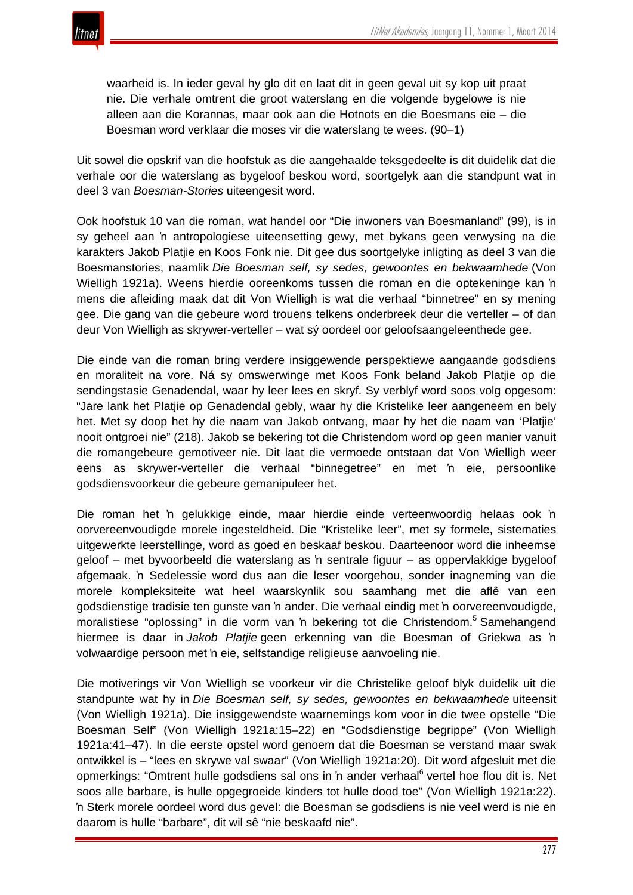> waarheid is. In ieder geval hy glo dit en laat dit in geen geval uit sy kop uit praat nie. Die verhale omtrent die groot waterslang en die volgende bygelowe is nie alleen aan die Korannas, maar ook aan die Hotnots en die Boesmans eie – die Boesman word verklaar die moses vir die waterslang te wees. (90–1)

Uit sowel die opskrif van die hoofstuk as die aangehaalde teksgedeelte is dit duidelik dat die verhale oor die waterslang as bygeloof beskou word, soortgelyk aan die standpunt wat in deel 3 van *Boesman-Stories* uiteengesit word.

Ook hoofstuk 10 van die roman, wat handel oor "Die inwoners van Boesmanland" (99), is in sy geheel aan 'n antropologiese uiteensetting gewy, met bykans geen verwysing na die karakters Jakob Platjie en Koos Fonk nie. Dit gee dus soortgelyke inligting as deel 3 van die Boesmanstories, naamlik *Die Boesman self, sy sedes, gewoontes en bekwaamhede* (Von Wielligh 1921a). Weens hierdie ooreenkoms tussen die roman en die optekeninge kan 'n mens die afleiding maak dat dit Von Wielligh is wat die verhaal "binnetree" en sy mening gee. Die gang van die gebeure word trouens telkens onderbreek deur die verteller – of dan deur Von Wielligh as skrywer-verteller – wat sý oordeel oor geloofsaangeleenthede gee.

Die einde van die roman bring verdere insiggewende perspektiewe aangaande godsdiens en moraliteit na vore. Ná sy omswerwinge met Koos Fonk beland Jakob Platjie op die sendingstasie Genadendal, waar hy leer lees en skryf. Sy verblyf word soos volg opgesom: "Jare lank het Platjie op Genadendal gebly, waar hy die Kristelike leer aangeneem en bely het. Met sy doop het hy die naam van Jakob ontvang, maar hy het die naam van 'Platjie' nooit ontgroei nie" (218). Jakob se bekering tot die Christendom word op geen manier vanuit die romangebeure gemotiveer nie. Dit laat die vermoede ontstaan dat Von Wielligh weer eens as skrywer-verteller die verhaal "binnegetree" en met 'n eie, persoonlike godsdiensvoorkeur die gebeure gemanipuleer het.

Die roman het 'n gelukkige einde, maar hierdie einde verteenwoordig helaas ook 'n oorvereenvoudigde morele ingesteldheid. Die "Kristelike leer", met sy formele, sistematies uitgewerkte leerstellinge, word as goed en beskaaf beskou. Daarteenoor word die inheemse geloof – met byvoorbeeld die waterslang as 'n sentrale figuur – as oppervlakkige bygeloof afgemaak. 'n Sedelessie word dus aan die leser voorgehou, sonder inagneming van die morele kompleksiteite wat heel waarskynlik sou saamhang met die aflê van een godsdienstige tradisie ten gunste van 'n ander. Die verhaal eindig met 'n oorvereenvoudigde, moralistiese "oplossing" in die vorm van 'n bekering tot die Christendom.[5] Samehangend hiermee is daar in *Jakob Platjie* geen erkenning van die Boesman of Griekwa as 'n volwaardige persoon met 'n eie, selfstandige religieuse aanvoeling nie.

Die motiverings vir Von Wielligh se voorkeur vir die Christelike geloof blyk duidelik uit die standpunte wat hy in *Die Boesman self, sy sedes, gewoontes en bekwaamhede* uiteensit (Von Wielligh 1921a). Die insiggewendste waarnemings kom voor in die twee opstelle "Die Boesman Self" (Von Wielligh 1921a:15–22) en "Godsdienstige begrippe" (Von Wielligh 1921a:41–47). In die eerste opstel word genoem dat die Boesman se verstand maar swak ontwikkel is – "lees en skrywe val swaar" (Von Wielligh 1921a:20). Dit word afgesluit met die opmerkings: "Omtrent hulle godsdiens sal ons in 'n ander verhaal[6] vertel hoe flou dit is. Net soos alle barbare, is hulle opgegroeide kinders tot hulle dood toe" (Von Wielligh 1921a:22). 'n Sterk morele oordeel word dus gevel: die Boesman se godsdiens is nie veel werd is nie en daarom is hulle "barbare", dit wil sê "nie beskaafd nie".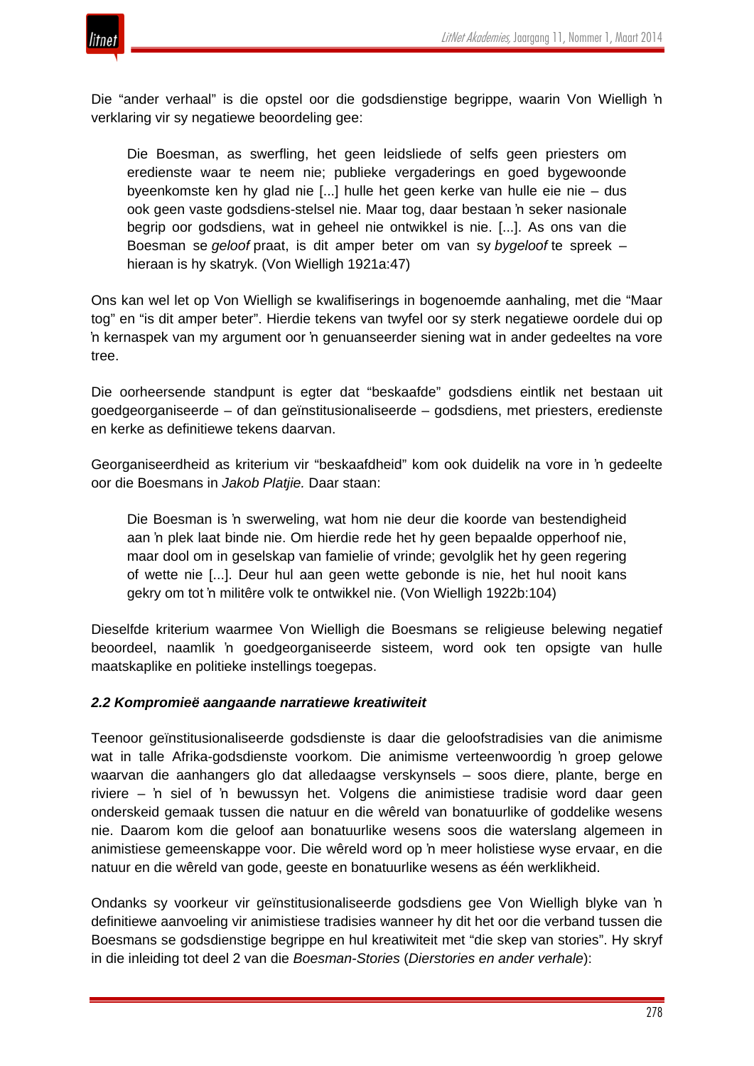Die "ander verhaal" is die opstel oor die godsdienstige begrippe, waarin Von Wielligh 'n verklaring vir sy negatiewe beoordeling gee:

> Die Boesman, as swerfling, het geen leidsliede of selfs geen priesters om eredienste waar te neem nie; publieke vergaderings en goed bygewoonde byeenkomste ken hy glad nie [...] hulle het geen kerke van hulle eie nie – dus ook geen vaste godsdiens-stelsel nie. Maar tog, daar bestaan 'n seker nasionale begrip oor godsdiens, wat in geheel nie ontwikkel is nie. [...]. As ons van die Boesman se *geloof* praat, is dit amper beter om van sy *bygeloof* te spreek – hieraan is hy skatryk. (Von Wielligh 1921a:47)

Ons kan wel let op Von Wielligh se kwalifiserings in bogenoemde aanhaling, met die "Maar tog" en "is dit amper beter". Hierdie tekens van twyfel oor sy sterk negatiewe oordele dui op 'n kernaspek van my argument oor 'n genuanseerder siening wat in ander gedeeltes na vore tree.

Die oorheersende standpunt is egter dat "beskaafde" godsdiens eintlik net bestaan uit goedgeorganiseerde – of dan geïnstitusionaliseerde – godsdiens, met priesters, eredienste en kerke as definitiewe tekens daarvan.

Georganiseerdheid as kriterium vir "beskaafdheid" kom ook duidelik na vore in 'n gedeelte oor die Boesmans in *Jakob Platjie.* Daar staan:

> Die Boesman is 'n swerweling, wat hom nie deur die koorde van bestendigheid aan 'n plek laat binde nie. Om hierdie rede het hy geen bepaalde opperhoof nie, maar dool om in geselskap van famielie of vrinde; gevolglik het hy geen regering of wette nie [...]. Deur hul aan geen wette gebonde is nie, het hul nooit kans gekry om tot 'n militêre volk te ontwikkel nie. (Von Wielligh 1922b:104)

Dieselfde kriterium waarmee Von Wielligh die Boesmans se religieuse belewing negatief beoordeel, naamlik 'n goedgeorganiseerde sisteem, word ook ten opsigte van hulle maatskaplike en politieke instellings toegepas.

### *2.2 Kompromieë aangaande narratiewe kreatiwiteit*

Teenoor geïnstitusionaliseerde godsdienste is daar die geloofstradisies van die animisme wat in talle Afrika-godsdienste voorkom. Die animisme verteenwoordig 'n groep gelowe waarvan die aanhangers glo dat alledaagse verskynsels – soos diere, plante, berge en riviere – 'n siel of 'n bewussyn het. Volgens die animistiese tradisie word daar geen onderskeid gemaak tussen die natuur en die wêreld van bonatuurlike of goddelike wesens nie. Daarom kom die geloof aan bonatuurlike wesens soos die waterslang algemeen in animistiese gemeenskappe voor. Die wêreld word op 'n meer holistiese wyse ervaar, en die natuur en die wêreld van gode, geeste en bonatuurlike wesens as één werklikheid.

Ondanks sy voorkeur vir geïnstitusionaliseerde godsdiens gee Von Wielligh blyke van 'n definitiewe aanvoeling vir animistiese tradisies wanneer hy dit het oor die verband tussen die Boesmans se godsdienstige begrippe en hul kreatiwiteit met "die skep van stories". Hy skryf in die inleiding tot deel 2 van die *Boesman-Stories* (*Dierstories en ander verhale*):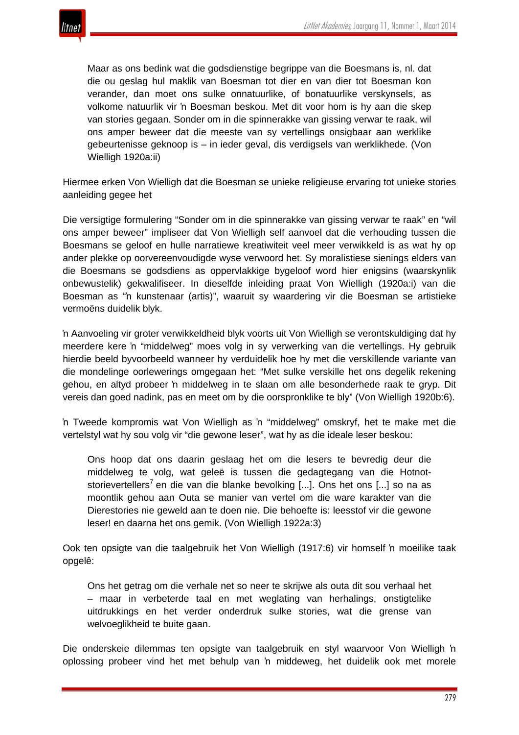> Maar as ons bedink wat die godsdienstige begrippe van die Boesmans is, nl. dat die ou geslag hul maklik van Boesman tot dier en van dier tot Boesman kon verander, dan moet ons sulke onnatuurlike, of bonatuurlike verskynsels, as volkome natuurlik vir 'n Boesman beskou. Met dit voor hom is hy aan die skep van stories gegaan. Sonder om in die spinnerakke van gissing verwar te raak, wil ons amper beweer dat die meeste van sy vertellings onsigbaar aan werklike gebeurtenisse geknoop is – in ieder geval, dis verdigsels van werklikhede. (Von Wielligh 1920a:ii)

Hiermee erken Von Wielligh dat die Boesman se unieke religieuse ervaring tot unieke stories aanleiding gegee het

Die versigtige formulering "Sonder om in die spinnerakke van gissing verwar te raak" en "wil ons amper beweer" impliseer dat Von Wielligh self aanvoel dat die verhouding tussen die Boesmans se geloof en hulle narratiewe kreatiwiteit veel meer verwikkeld is as wat hy op ander plekke op oorvereenvoudigde wyse verwoord het. Sy moralistiese sienings elders van die Boesmans se godsdiens as oppervlakkige bygeloof word hier enigsins (waarskynlik onbewustelik) gekwalifiseer. In dieselfde inleiding praat Von Wielligh (1920a:i) van die Boesman as "'n kunstenaar (artis)", waaruit sy waardering vir die Boesman se artistieke vermoëns duidelik blyk.

'n Aanvoeling vir groter verwikkeldheid blyk voorts uit Von Wielligh se verontskuldiging dat hy meerdere kere 'n "middelweg" moes volg in sy verwerking van die vertellings. Hy gebruik hierdie beeld byvoorbeeld wanneer hy verduidelik hoe hy met die verskillende variante van die mondelinge oorlewerings omgegaan het: "Met sulke verskille het ons degelik rekening gehou, en altyd probeer 'n middelweg in te slaan om alle besonderhede raak te gryp. Dit vereis dan goed nadink, pas en meet om by die oorspronklike te bly" (Von Wielligh 1920b:6).

'n Tweede kompromis wat Von Wielligh as 'n "middelweg" omskryf, het te make met die vertelstyl wat hy sou volg vir "die gewone leser", wat hy as die ideale leser beskou:

> Ons hoop dat ons daarin geslaag het om die lesers te bevredig deur die middelweg te volg, wat geleë is tussen die gedagtegang van die Hotnot-storievertellers[7] en die van die blanke bevolking [...]. Ons het ons [...] so na as moontlik gehou aan Outa se manier van vertel om die ware karakter van die Dierestories nie geweld aan te doen nie. Die behoefte is: leesstof vir die gewone leser! en daarna het ons gemik. (Von Wielligh 1922a:3)

Ook ten opsigte van die taalgebruik het Von Wielligh (1917:6) vir homself 'n moeilike taak opgelê:

> Ons het getrag om die verhale net so neer te skrijwe als outa dit sou verhaal het – maar in verbeterde taal en met weglating van herhalings, onstigtelike uitdrukkings en het verder onderdruk sulke stories, wat die grense van welvoeglikheid te buite gaan.

Die onderskeie dilemmas ten opsigte van taalgebruik en styl waarvoor Von Wielligh 'n oplossing probeer vind het met behulp van 'n middeweg, het duidelik ook met morele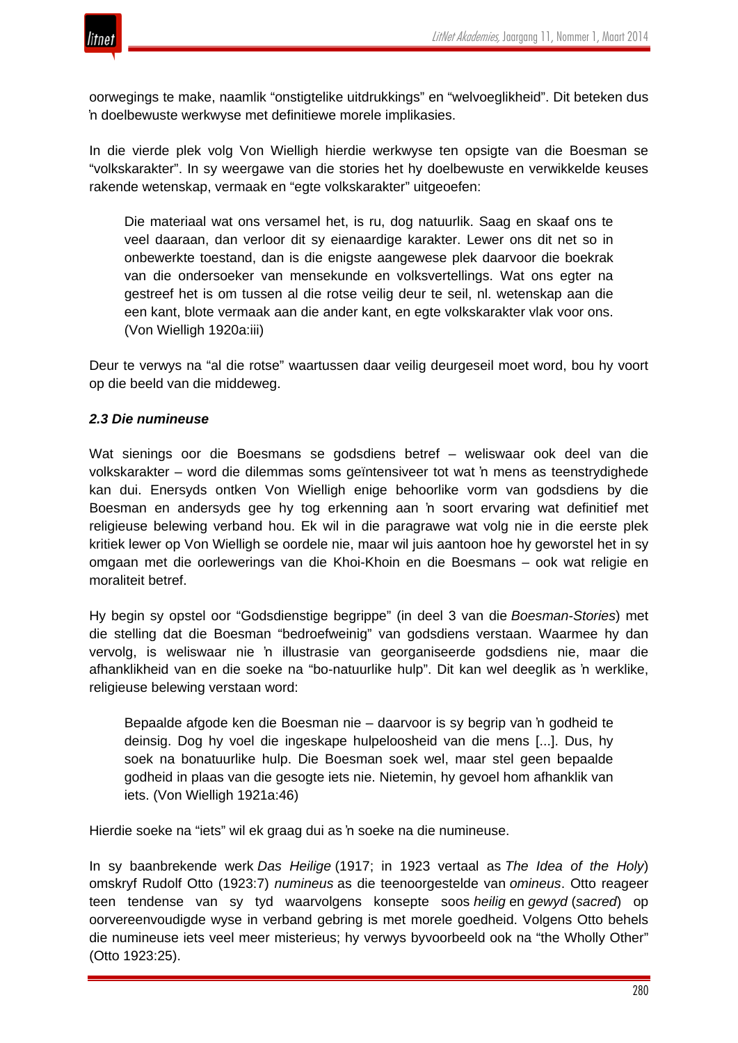oorwegings te make, naamlik "onstigtelike uitdrukkings" en "welvoeglikheid". Dit beteken dus ŉ doelbewuste werkwyse met definitiewe morele implikasies.

In die vierde plek volg Von Wielligh hierdie werkwyse ten opsigte van die Boesman se "volkskarakter". In sy weergawe van die stories het hy doelbewuste en verwikkelde keuses rakende wetenskap, vermaak en "egte volkskarakter" uitgeoefen:

> Die materiaal wat ons versamel het, is ru, dog natuurlik. Saag en skaaf ons te veel daaraan, dan verloor dit sy eienaardige karakter. Lewer ons dit net so in onbewerkte toestand, dan is die enigste aangewese plek daarvoor die boekrak van die ondersoeker van mensekunde en volksvertellings. Wat ons egter na gestreef het is om tussen al die rotse veilig deur te seil, nl. wetenskap aan die een kant, blote vermaak aan die ander kant, en egte volkskarakter vlak voor ons. (Von Wielligh 1920a:iii)

Deur te verwys na "al die rotse" waartussen daar veilig deurgeseil moet word, bou hy voort op die beeld van die middeweg.

### *2.3 Die numineuse*

Wat sienings oor die Boesmans se godsdiens betref – weliswaar ook deel van die volkskarakter – word die dilemmas soms geïntensiveer tot wat ŉ mens as teenstrydighede kan dui. Enersyds ontken Von Wielligh enige behoorlike vorm van godsdiens by die Boesman en andersyds gee hy tog erkenning aan ŉ soort ervaring wat definitief met religieuse belewing verband hou. Ek wil in die paragrawe wat volg nie in die eerste plek kritiek lewer op Von Wielligh se oordele nie, maar wil juis aantoon hoe hy geworstel het in sy omgaan met die oorlewerings van die Khoi-Khoin en die Boesmans – ook wat religie en moraliteit betref.

Hy begin sy opstel oor "Godsdienstige begrippe" (in deel 3 van die *Boesman-Stories*) met die stelling dat die Boesman "bedroefweinig" van godsdiens verstaan. Waarmee hy dan vervolg, is weliswaar nie ŉ illustrasie van georganiseerde godsdiens nie, maar die afhanklikheid van en die soeke na "bo-natuurlike hulp". Dit kan wel deeglik as ŉ werklike, religieuse belewing verstaan word:

> Bepaalde afgode ken die Boesman nie – daarvoor is sy begrip van ŉ godheid te deinsig. Dog hy voel die ingeskape hulpeloosheid van die mens [...]. Dus, hy soek na bonatuurlike hulp. Die Boesman soek wel, maar stel geen bepaalde godheid in plaas van die gesogte iets nie. Nietemin, hy gevoel hom afhanklik van iets. (Von Wielligh 1921a:46)

Hierdie soeke na "iets" wil ek graag dui as ŉ soeke na die numineuse.

In sy baanbrekende werk *Das Heilige* (1917; in 1923 vertaal as *The Idea of the Holy*) omskryf Rudolf Otto (1923:7) *numineus* as die teenoorgestelde van *omineus*. Otto reageer teen tendense van sy tyd waarvolgens konsepte soos *heilig* en *gewyd* (*sacred*) op oorvereenvoudigde wyse in verband gebring is met morele goedheid. Volgens Otto behels die numineuse iets veel meer misterieus; hy verwys byvoorbeeld ook na "the Wholly Other" (Otto 1923:25).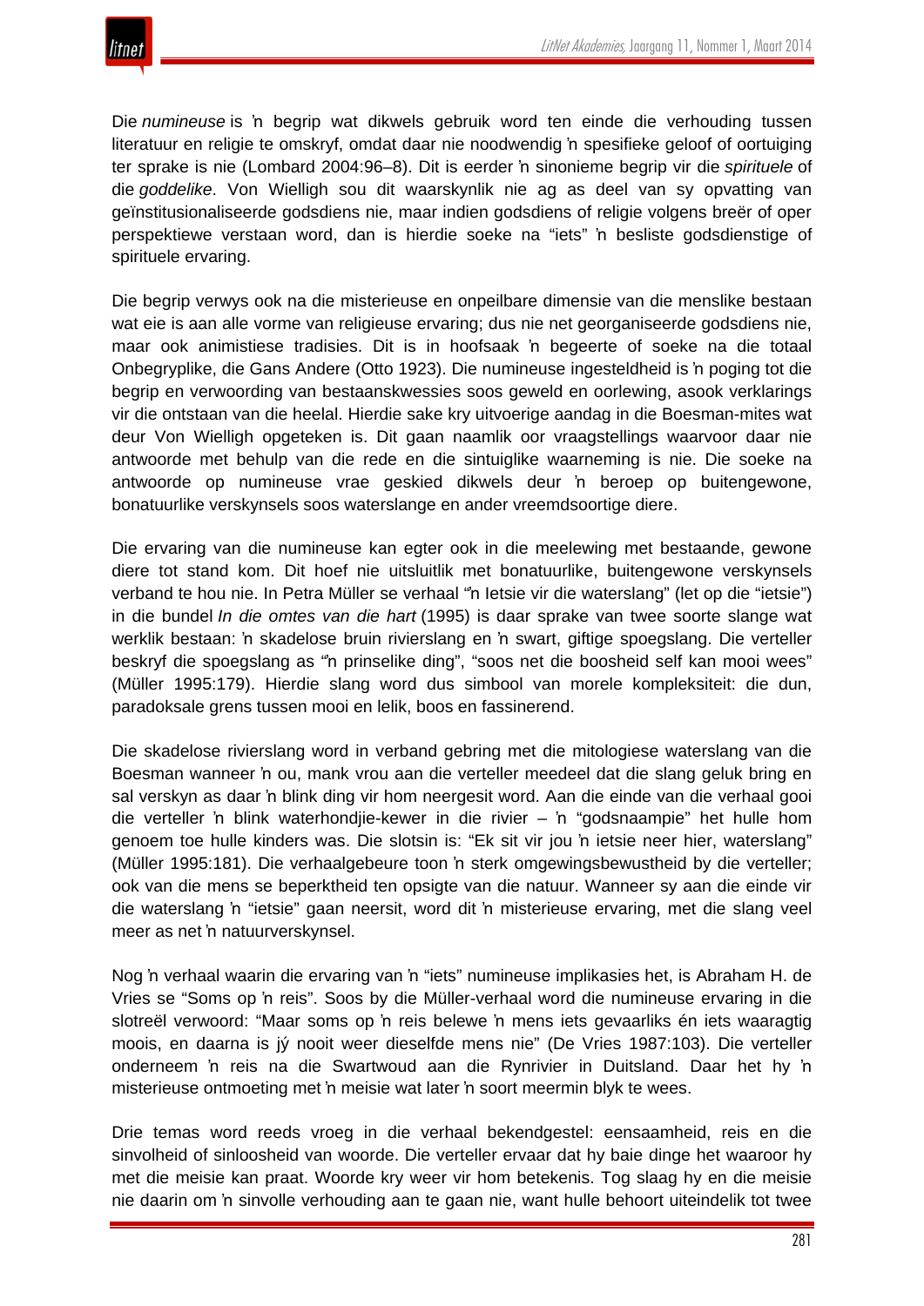Die *numineuse* is ŉ begrip wat dikwels gebruik word ten einde die verhouding tussen literatuur en religie te omskryf, omdat daar nie noodwendig ŉ spesifieke geloof of oortuiging ter sprake is nie (Lombard 2004:96–8). Dit is eerder ŉ sinonieme begrip vir die *spirituele* of die *goddelike*. Von Wielligh sou dit waarskynlik nie ag as deel van sy opvatting van geïnstitusionaliseerde godsdiens nie, maar indien godsdiens of religie volgens breër of oper perspektiewe verstaan word, dan is hierdie soeke na "iets" ŉ besliste godsdienstige of spirituele ervaring.

Die begrip verwys ook na die misterieuse en onpeilbare dimensie van die menslike bestaan wat eie is aan alle vorme van religieuse ervaring; dus nie net georganiseerde godsdiens nie, maar ook animistiese tradisies. Dit is in hoofsaak ŉ begeerte of soeke na die totaal Onbegryplike, die Gans Andere (Otto 1923). Die numineuse ingesteldheid is ŉ poging tot die begrip en verwoording van bestaanskwessies soos geweld en oorlewing, asook verklarings vir die ontstaan van die heelal. Hierdie sake kry uitvoerige aandag in die Boesman-mites wat deur Von Wielligh opgeteken is. Dit gaan naamlik oor vraagstellings waarvoor daar nie antwoorde met behulp van die rede en die sintuiglike waarneming is nie. Die soeke na antwoorde op numineuse vrae geskied dikwels deur ŉ beroep op buitengewone, bonatuurlike verskynsels soos waterslange en ander vreemdsoortige diere.

Die ervaring van die numineuse kan egter ook in die meelewing met bestaande, gewone diere tot stand kom. Dit hoef nie uitsluitlik met bonatuurlike, buitengewone verskynsels verband te hou nie. In Petra Müller se verhaal "ŉ Ietsie vir die waterslang" (let op die "ietsie") in die bundel *In die omtes van die hart* (1995) is daar sprake van twee soorte slange wat werklik bestaan: ŉ skadelose bruin rivierslang en ŉ swart, giftige spoegslang. Die verteller beskryf die spoegslang as "ŉ prinselike ding", "soos net die boosheid self kan mooi wees" (Müller 1995:179). Hierdie slang word dus simbool van morele kompleksiteit: die dun, paradoksale grens tussen mooi en lelik, boos en fassinerend.

Die skadelose rivierslang word in verband gebring met die mitologiese waterslang van die Boesman wanneer ŉ ou, mank vrou aan die verteller meedeel dat die slang geluk bring en sal verskyn as daar ŉ blink ding vir hom neergesit word. Aan die einde van die verhaal gooi die verteller ŉ blink waterhondjie-kewer in die rivier – ŉ "godsnaampie" het hulle hom genoem toe hulle kinders was. Die slotsin is: "Ek sit vir jou ŉ ietsie neer hier, waterslang" (Müller 1995:181). Die verhaalgebeure toon ŉ sterk omgewingsbewustheid by die verteller; ook van die mens se beperktheid ten opsigte van die natuur. Wanneer sy aan die einde vir die waterslang ŉ "ietsie" gaan neersit, word dit ŉ misterieuse ervaring, met die slang veel meer as net ŉ natuurverskynsel.

Nog ŉ verhaal waarin die ervaring van ŉ "iets" numineuse implikasies het, is Abraham H. de Vries se "Soms op ŉ reis". Soos by die Müller-verhaal word die numineuse ervaring in die slotreël verwoord: "Maar soms op ŉ reis belewe ŉ mens iets gevaarliks én iets waaragtig moois, en daarna is jý nooit weer dieselfde mens nie" (De Vries 1987:103). Die verteller onderneem ŉ reis na die Swartwoud aan die Rynrivier in Duitsland. Daar het hy ŉ misterieuse ontmoeting met ŉ meisie wat later ŉ soort meermin blyk te wees.

Drie temas word reeds vroeg in die verhaal bekendgestel: eensaamheid, reis en die sinvolheid of sinloosheid van woorde. Die verteller ervaar dat hy baie dinge het waaroor hy met die meisie kan praat. Woorde kry weer vir hom betekenis. Tog slaag hy en die meisie nie daarin om ŉ sinvolle verhouding aan te gaan nie, want hulle behoort uiteindelik tot twee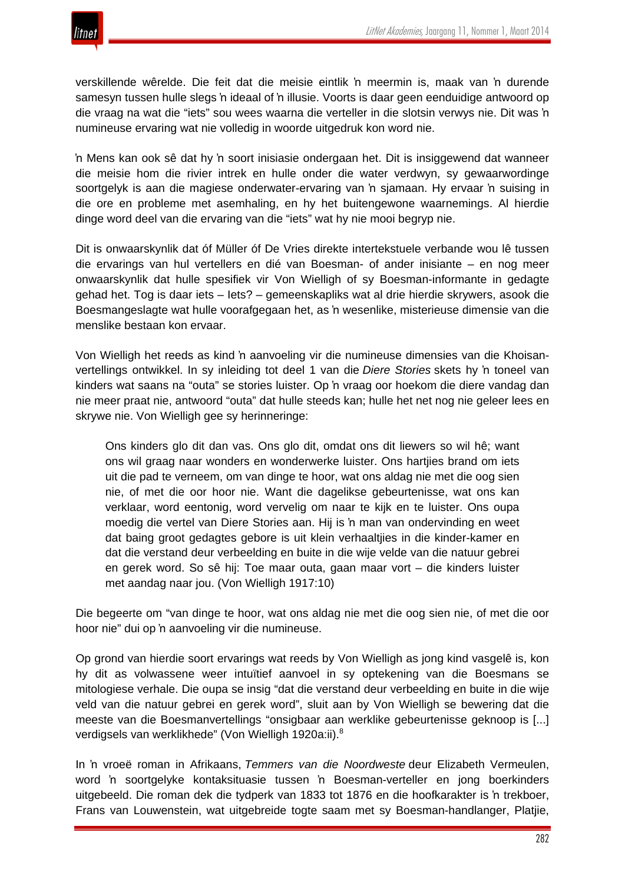verskillende wêrelde. Die feit dat die meisie eintlik ŉ meermin is, maak van ŉ durende samesyn tussen hulle slegs ŉ ideaal of ŉ illusie. Voorts is daar geen eenduidige antwoord op die vraag na wat die "iets" sou wees waarna die verteller in die slotsin verwys nie. Dit was ŉ numineuse ervaring wat nie volledig in woorde uitgedruk kon word nie.

ŉ Mens kan ook sê dat hy ŉ soort inisiasie ondergaan het. Dit is insiggewend dat wanneer die meisie hom die rivier intrek en hulle onder die water verdwyn, sy gewaarwordinge soortgelyk is aan die magiese onderwater-ervaring van ŉ sjamaan. Hy ervaar ŉ suising in die ore en probleme met asemhaling, en hy het buitengewone waarnemings. Al hierdie dinge word deel van die ervaring van die "iets" wat hy nie mooi begryp nie.

Dit is onwaarskynlik dat óf Müller óf De Vries direkte intertekstuele verbande wou lê tussen die ervarings van hul vertellers en dié van Boesman- of ander inisiante – en nog meer onwaarskynlik dat hulle spesifiek vir Von Wielligh of sy Boesman-informante in gedagte gehad het. Tog is daar iets – Iets? – gemeenskapliks wat al drie hierdie skrywers, asook die Boesmangeslagte wat hulle voorafgegaan het, as ŉ wesenlike, misterieuse dimensie van die menslike bestaan kon ervaar.

Von Wielligh het reeds as kind ŉ aanvoeling vir die numineuse dimensies van die Khoisan-vertellings ontwikkel. In sy inleiding tot deel 1 van die *Diere Stories* skets hy ŉ toneel van kinders wat saans na "outa" se stories luister. Op ŉ vraag oor hoekom die diere vandag dan nie meer praat nie, antwoord "outa" dat hulle steeds kan; hulle het net nog nie geleer lees en skrywe nie. Von Wielligh gee sy herinneringe:

> Ons kinders glo dit dan vas. Ons glo dit, omdat ons dit liewers so wil hê; want ons wil graag naar wonders en wonderwerke luister. Ons hartjies brand om iets uit die pad te verneem, om van dinge te hoor, wat ons aldag nie met die oog sien nie, of met die oor hoor nie. Want die dagelikse gebeurtenisse, wat ons kan verklaar, word eentonig, word vervelig om naar te kyk en te luister. Ons oupa moedig die vertel van Diere Stories aan. Hij is ŉ man van ondervinding en weet dat baing groot gedagtes gebore is uit klein verhaaltjies in die kinder-kamer en dat die verstand deur verbeelding en buite in die wije velde van die natuur gebrei en gerek word. So sê hij: Toe maar outa, gaan maar vort – die kinders luister met aandag naar jou. (Von Wielligh 1917:10)

Die begeerte om "van dinge te hoor, wat ons aldag nie met die oog sien nie, of met die oor hoor nie" dui op ŉ aanvoeling vir die numineuse.

Op grond van hierdie soort ervarings wat reeds by Von Wielligh as jong kind vasgelê is, kon hy dit as volwassene weer intuïtief aanvoel in sy optekening van die Boesmans se mitologiese verhale. Die oupa se insig "dat die verstand deur verbeelding en buite in die wije veld van die natuur gebrei en gerek word", sluit aan by Von Wielligh se bewering dat die meeste van die Boesmanvertellings "onsigbaar aan werklike gebeurtenisse geknoop is [...] verdigsels van werklikhede" (Von Wielligh 1920a:ii).[8]

In ŉ vroeë roman in Afrikaans, *Temmers van die Noordweste* deur Elizabeth Vermeulen, word ŉ soortgelyke kontaksituasie tussen ŉ Boesman-verteller en jong boerkinders uitgebeeld. Die roman dek die tydperk van 1833 tot 1876 en die hoofkarakter is ŉ trekboer, Frans van Louwenstein, wat uitgebreide togte saam met sy Boesman-handlanger, Platjie,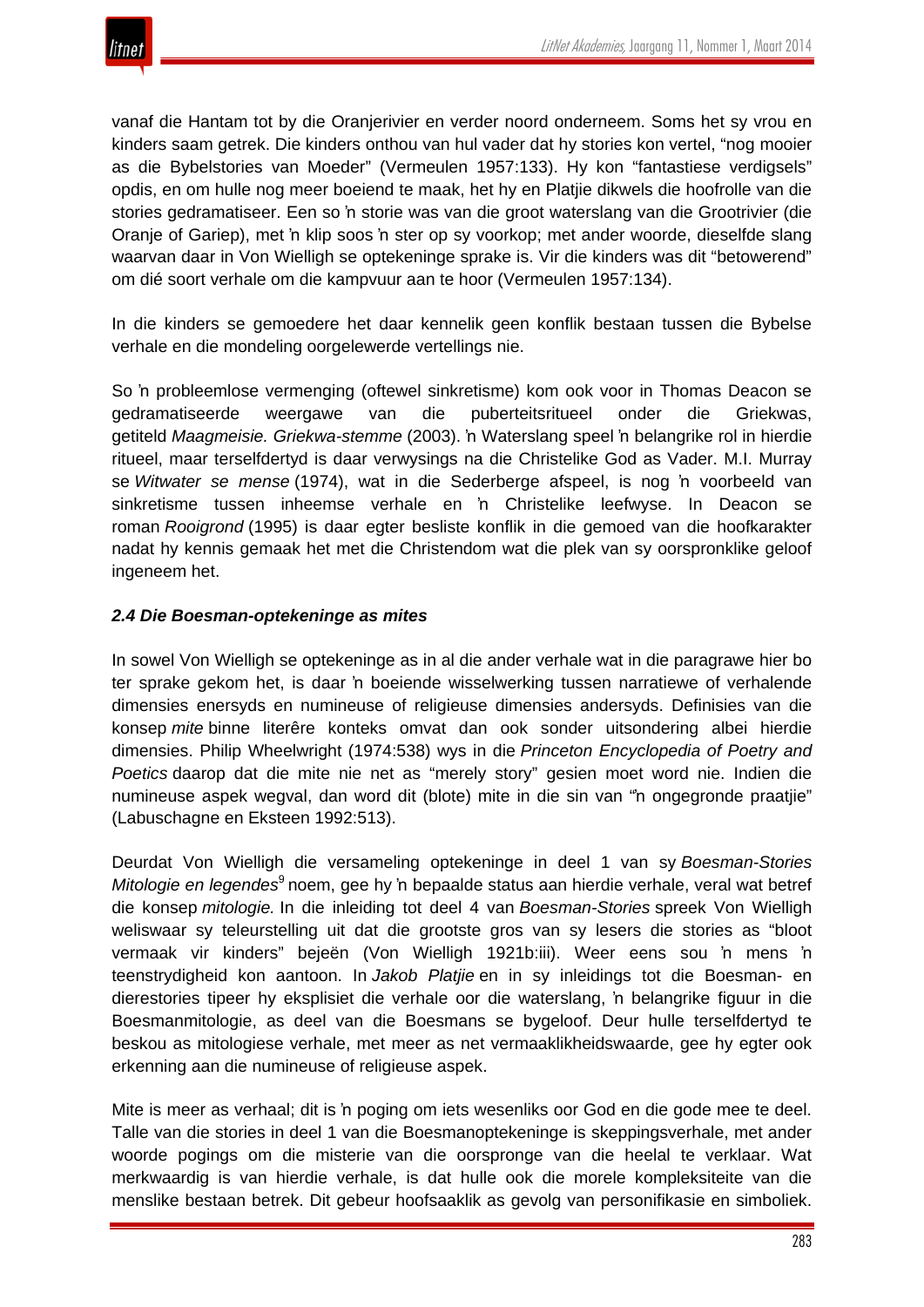vanaf die Hantam tot by die Oranjerivier en verder noord onderneem. Soms het sy vrou en kinders saam getrek. Die kinders onthou van hul vader dat hy stories kon vertel, "nog mooier as die Bybelstories van Moeder" (Vermeulen 1957:133). Hy kon "fantastiese verdigsels" opdis, en om hulle nog meer boeiend te maak, het hy en Platjie dikwels die hoofrolle van die stories gedramatiseer. Een so 'n storie was van die groot waterslang van die Grootrivier (die Oranje of Gariep), met 'n klip soos 'n ster op sy voorkop; met ander woorde, dieselfde slang waarvan daar in Von Wielligh se optekeninge sprake is. Vir die kinders was dit "betowerend" om dié soort verhale om die kampvuur aan te hoor (Vermeulen 1957:134).

In die kinders se gemoedere het daar kennelik geen konflik bestaan tussen die Bybelse verhale en die mondeling oorgelewerde vertellings nie.

So 'n probleemlose vermenging (oftewel sinkretisme) kom ook voor in Thomas Deacon se gedramatiseerde weergawe van die puberteitsritueel onder die Griekwas, getiteld *Maagmeisie. Griekwa-stemme* (2003). 'n Waterslang speel 'n belangrike rol in hierdie ritueel, maar terselfdertyd is daar verwysings na die Christelike God as Vader. M.I. Murray se *Witwater se mense* (1974), wat in die Sederberge afspeel, is nog 'n voorbeeld van sinkretisme tussen inheemse verhale en 'n Christelike leefwyse. In Deacon se roman *Rooigrond* (1995) is daar egter besliste konflik in die gemoed van die hoofkarakter nadat hy kennis gemaak het met die Christendom wat die plek van sy oorspronklike geloof ingeneem het.

### *2.4 Die Boesman-optekeninge as mites*

In sowel Von Wielligh se optekeninge as in al die ander verhale wat in die paragrawe hier bo ter sprake gekom het, is daar 'n boeiende wisselwerking tussen narratiewe of verhalende dimensies enersyds en numineuse of religieuse dimensies andersyds. Definisies van die konsep *mite* binne literêre konteks omvat dan ook sonder uitsondering albei hierdie dimensies. Philip Wheelwright (1974:538) wys in die *Princeton Encyclopedia of Poetry and Poetics* daarop dat die mite nie net as "merely story" gesien moet word nie. Indien die numineuse aspek wegval, dan word dit (blote) mite in die sin van "'n ongegronde praatjie" (Labuschagne en Eksteen 1992:513).

Deurdat Von Wielligh die versameling optekeninge in deel 1 van sy *Boesman-Stories Mitologie en legendes*[9] noem, gee hy 'n bepaalde status aan hierdie verhale, veral wat betref die konsep *mitologie.* In die inleiding tot deel 4 van *Boesman-Stories* spreek Von Wielligh weliswaar sy teleurstelling uit dat die grootste gros van sy lesers die stories as "bloot vermaak vir kinders" bejeën (Von Wielligh 1921b:iii). Weer eens sou 'n mens 'n teenstrydigheid kon aantoon. In *Jakob Platjie* en in sy inleidings tot die Boesman- en dierestories tipeer hy eksplisiet die verhale oor die waterslang, 'n belangrike figuur in die Boesmanmitologie, as deel van die Boesmans se bygeloof. Deur hulle terselfdertyd te beskou as mitologiese verhale, met meer as net vermaaklikheidswaarde, gee hy egter ook erkenning aan die numineuse of religieuse aspek.

Mite is meer as verhaal; dit is 'n poging om iets wesenliks oor God en die gode mee te deel. Talle van die stories in deel 1 van die Boesmanoptekeninge is skeppingsverhale, met ander woorde pogings om die misterie van die oorspronge van die heelal te verklaar. Wat merkwaardig is van hierdie verhale, is dat hulle ook die morele kompleksiteite van die menslike bestaan betrek. Dit gebeur hoofsaaklik as gevolg van personifikasie en simboliek.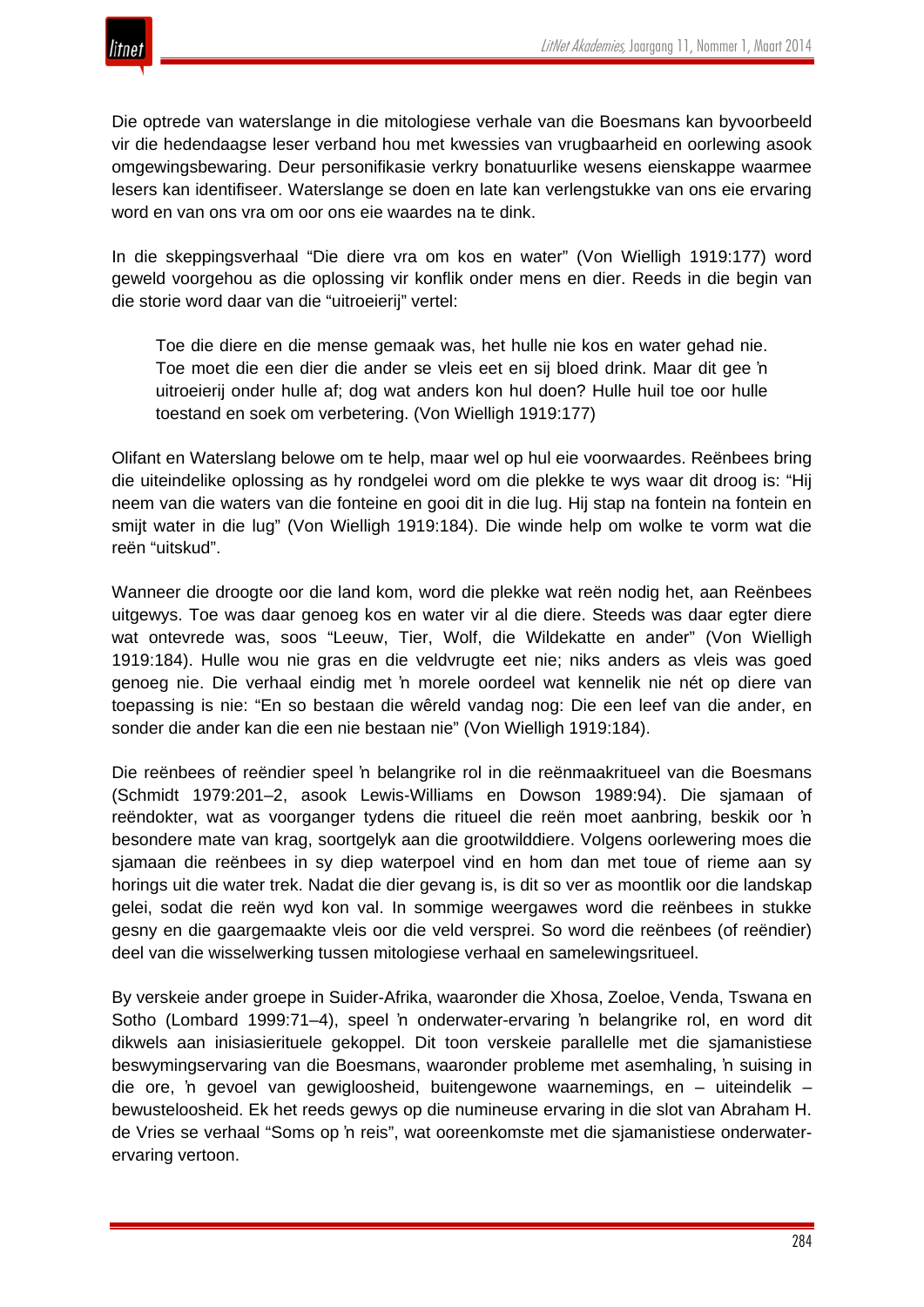Die optrede van waterslange in die mitologiese verhale van die Boesmans kan byvoorbeeld vir die hedendaagse leser verband hou met kwessies van vrugbaarheid en oorlewing asook omgewingsbewaring. Deur personifikasie verkry bonatuurlike wesens eienskappe waarmee lesers kan identifiseer. Waterslange se doen en late kan verlengstukke van ons eie ervaring word en van ons vra om oor ons eie waardes na te dink.

In die skeppingsverhaal "Die diere vra om kos en water" (Von Wielligh 1919:177) word geweld voorgehou as die oplossing vir konflik onder mens en dier. Reeds in die begin van die storie word daar van die "uitroeierij" vertel:

> Toe die diere en die mense gemaak was, het hulle nie kos en water gehad nie. Toe moet die een dier die ander se vleis eet en sij bloed drink. Maar dit gee ʼn uitroeierij onder hulle af; dog wat anders kon hul doen? Hulle huil toe oor hulle toestand en soek om verbetering. (Von Wielligh 1919:177)

Olifant en Waterslang belowe om te help, maar wel op hul eie voorwaardes. Reënbees bring die uiteindelike oplossing as hy rondgelei word om die plekke te wys waar dit droog is: "Hij neem van die waters van die fonteine en gooi dit in die lug. Hij stap na fontein na fontein en smijt water in die lug" (Von Wielligh 1919:184). Die winde help om wolke te vorm wat die reën "uitskud".

Wanneer die droogte oor die land kom, word die plekke wat reën nodig het, aan Reënbees uitgewys. Toe was daar genoeg kos en water vir al die diere. Steeds was daar egter diere wat ontevrede was, soos "Leeuw, Tier, Wolf, die Wildekatte en ander" (Von Wielligh 1919:184). Hulle wou nie gras en die veldvrugte eet nie; niks anders as vleis was goed genoeg nie. Die verhaal eindig met ʼn morele oordeel wat kennelik nie nét op diere van toepassing is nie: "En so bestaan die wêreld vandag nog: Die een leef van die ander, en sonder die ander kan die een nie bestaan nie" (Von Wielligh 1919:184).

Die reënbees of reëndier speel ʼn belangrike rol in die reënmaakritueel van die Boesmans (Schmidt 1979:201–2, asook Lewis-Williams en Dowson 1989:94). Die sjamaan of reëndokter, wat as voorganger tydens die ritueel die reën moet aanbring, beskik oor ʼn besondere mate van krag, soortgelyk aan die grootwilddiere. Volgens oorlewering moes die sjamaan die reënbees in sy diep waterpoel vind en hom dan met toue of rieme aan sy horings uit die water trek. Nadat die dier gevang is, is dit so ver as moontlik oor die landskap gelei, sodat die reën wyd kon val. In sommige weergawes word die reënbees in stukke gesny en die gaargemaakte vleis oor die veld versprei. So word die reënbees (of reëndier) deel van die wisselwerking tussen mitologiese verhaal en samelewingsritueel.

By verskeie ander groepe in Suider-Afrika, waaronder die Xhosa, Zoeloe, Venda, Tswana en Sotho (Lombard 1999:71–4), speel ʼn onderwater-ervaring ʼn belangrike rol, en word dit dikwels aan inisiasierituele gekoppel. Dit toon verskeie parallelle met die sjamanistiese beswymingservaring van die Boesmans, waaronder probleme met asemhaling, ʼn suising in die ore, ʼn gevoel van gewigloosheid, buitengewone waarnemings, en – uiteindelik – bewusteloosheid. Ek het reeds gewys op die numineuse ervaring in die slot van Abraham H. de Vries se verhaal "Soms op ʼn reis", wat ooreenkomste met die sjamanistiese onderwater-ervaring vertoon.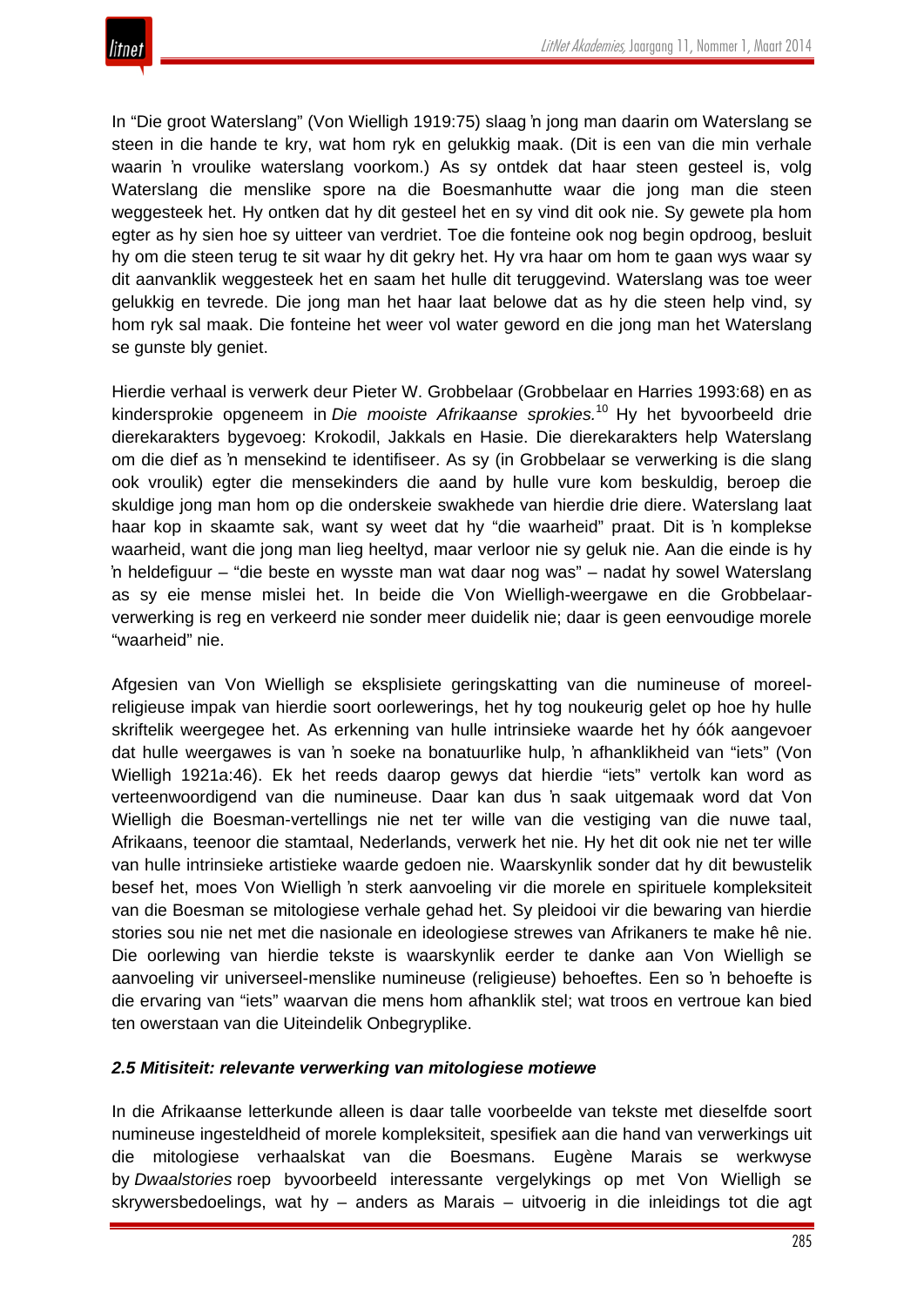In "Die groot Waterslang" (Von Wielligh 1919:75) slaag ŉ jong man daarin om Waterslang se steen in die hande te kry, wat hom ryk en gelukkig maak. (Dit is een van die min verhale waarin ŉ vroulike waterslang voorkom.) As sy ontdek dat haar steen gesteel is, volg Waterslang die menslike spore na die Boesmanhutte waar die jong man die steen weggesteek het. Hy ontken dat hy dit gesteel het en sy vind dit ook nie. Sy gewete pla hom egter as hy sien hoe sy uitteer van verdriet. Toe die fonteine ook nog begin opdroog, besluit hy om die steen terug te sit waar hy dit gekry het. Hy vra haar om hom te gaan wys waar sy dit aanvanklik weggesteek het en saam het hulle dit teruggevind. Waterslang was toe weer gelukkig en tevrede. Die jong man het haar laat belowe dat as hy die steen help vind, sy hom ryk sal maak. Die fonteine het weer vol water geword en die jong man het Waterslang se gunste bly geniet.

Hierdie verhaal is verwerk deur Pieter W. Grobbelaar (Grobbelaar en Harries 1993:68) en as kindersprokie opgeneem in *Die mooiste Afrikaanse sprokies.*[10] Hy het byvoorbeeld drie dierekarakters bygevoeg: Krokodil, Jakkals en Hasie. Die dierekarakters help Waterslang om die dief as ŉ mensekind te identifiseer. As sy (in Grobbelaar se verwerking is die slang ook vroulik) egter die mensekinders die aand by hulle vure kom beskuldig, beroep die skuldige jong man hom op die onderskeie swakhede van hierdie drie diere. Waterslang laat haar kop in skaamte sak, want sy weet dat hy "die waarheid" praat. Dit is ŉ komplekse waarheid, want die jong man lieg heeltyd, maar verloor nie sy geluk nie. Aan die einde is hy ŉ heldefiguur – "die beste en wysste man wat daar nog was" – nadat hy sowel Waterslang as sy eie mense mislei het. In beide die Von Wielligh-weergawe en die Grobbelaar-verwerking is reg en verkeerd nie sonder meer duidelik nie; daar is geen eenvoudige morele "waarheid" nie.

Afgesien van Von Wielligh se eksplisiete geringskatting van die numineuse of moreel-religieuse impak van hierdie soort oorlewerings, het hy tog noukeurig gelet op hoe hy hulle skriftelik weergegee het. As erkenning van hulle intrinsieke waarde het hy óók aangevoer dat hulle weergawes is van ŉ soeke na bonatuurlike hulp, ŉ afhanklikheid van "iets" (Von Wielligh 1921a:46). Ek het reeds daarop gewys dat hierdie "iets" vertolk kan word as verteenwoordigend van die numineuse. Daar kan dus ŉ saak uitgemaak word dat Von Wielligh die Boesman-vertellings nie net ter wille van die vestiging van die nuwe taal, Afrikaans, teenoor die stamtaal, Nederlands, verwerk het nie. Hy het dit ook nie net ter wille van hulle intrinsieke artistieke waarde gedoen nie. Waarskynlik sonder dat hy dit bewustelik besef het, moes Von Wielligh ŉ sterk aanvoeling vir die morele en spirituele kompleksiteit van die Boesman se mitologiese verhale gehad het. Sy pleidooi vir die bewaring van hierdie stories sou nie net met die nasionale en ideologiese strewes van Afrikaners te make hê nie. Die oorlewing van hierdie tekste is waarskynlik eerder te danke aan Von Wielligh se aanvoeling vir universeel-menslike numineuse (religieuse) behoeftes. Een so ŉ behoefte is die ervaring van "iets" waarvan die mens hom afhanklik stel; wat troos en vertroue kan bied ten owerstaan van die Uiteindelik Onbegryplike.

#### *2.5 Mitisiteit: relevante verwerking van mitologiese motiewe*

In die Afrikaanse letterkunde alleen is daar talle voorbeelde van tekste met dieselfde soort numineuse ingesteldheid of morele kompleksiteit, spesifiek aan die hand van verwerkings uit die mitologiese verhaalskat van die Boesmans. Eugène Marais se werkwyse by *Dwaalstories* roep byvoorbeeld interessante vergelykings op met Von Wielligh se skrywersbedoelings, wat hy – anders as Marais – uitvoerig in die inleidings tot die agt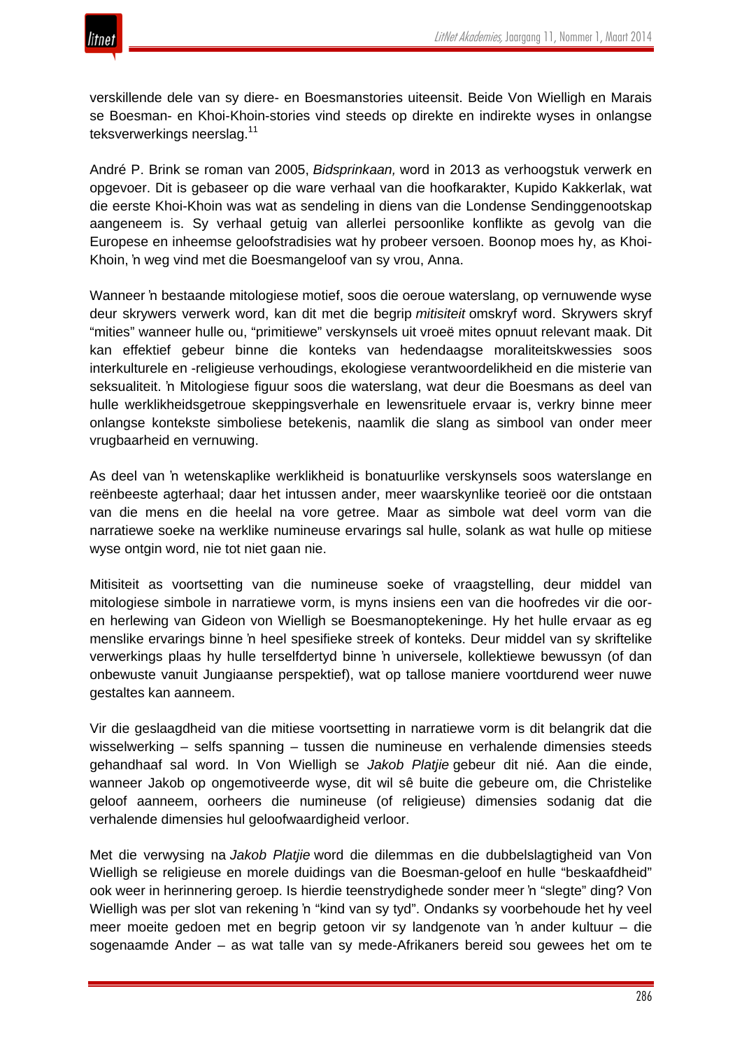verskillende dele van sy diere- en Boesmanstories uiteensit. Beide Von Wielligh en Marais se Boesman- en Khoi-Khoin-stories vind steeds op direkte en indirekte wyses in onlangse teksverwerkings neerslag.[11]

André P. Brink se roman van 2005, *Bidsprinkaan,* word in 2013 as verhoogstuk verwerk en opgevoer. Dit is gebaseer op die ware verhaal van die hoofkarakter, Kupido Kakkerlak, wat die eerste Khoi-Khoin was wat as sendeling in diens van die Londense Sendinggenootskap aangeneem is. Sy verhaal getuig van allerlei persoonlike konflikte as gevolg van die Europese en inheemse geloofstradisies wat hy probeer versoen. Boonop moes hy, as Khoi-Khoin, 'n weg vind met die Boesmangeloof van sy vrou, Anna.

Wanneer 'n bestaande mitologiese motief, soos die oeroue waterslang, op vernuwende wyse deur skrywers verwerk word, kan dit met die begrip *mitisiteit* omskryf word. Skrywers skryf "mities" wanneer hulle ou, "primitiewe" verskynsels uit vroeë mites opnuut relevant maak. Dit kan effektief gebeur binne die konteks van hedendaagse moraliteitskwessies soos interkulturele en -religieuse verhoudings, ekologiese verantwoordelikheid en die misterie van seksualiteit. 'n Mitologiese figuur soos die waterslang, wat deur die Boesmans as deel van hulle werklikheidsgetroue skeppingsverhale en lewensrituele ervaar is, verkry binne meer onlangse kontekste simboliese betekenis, naamlik die slang as simbool van onder meer vrugbaarheid en vernuwing.

As deel van 'n wetenskaplike werklikheid is bonatuurlike verskynsels soos waterslange en reënbeeste agterhaal; daar het intussen ander, meer waarskynlike teorieë oor die ontstaan van die mens en die heelal na vore getree. Maar as simbole wat deel vorm van die narratiewe soeke na werklike numineuse ervarings sal hulle, solank as wat hulle op mitiese wyse ontgin word, nie tot niet gaan nie.

Mitisiteit as voortsetting van die numineuse soeke of vraagstelling, deur middel van mitologiese simbole in narratiewe vorm, is myns insiens een van die hoofredes vir die oor- en herlewing van Gideon von Wielligh se Boesmanoptekeninge. Hy het hulle ervaar as eg menslike ervarings binne 'n heel spesifieke streek of konteks. Deur middel van sy skriftelike verwerkings plaas hy hulle terselfdertyd binne 'n universele, kollektiewe bewussyn (of dan onbewuste vanuit Jungiaanse perspektief), wat op tallose maniere voortdurend weer nuwe gestaltes kan aanneem.

Vir die geslaagdheid van die mitiese voortsetting in narratiewe vorm is dit belangrik dat die wisselwerking – selfs spanning – tussen die numineuse en verhalende dimensies steeds gehandhaaf sal word. In Von Wielligh se *Jakob Platjie* gebeur dit nié. Aan die einde, wanneer Jakob op ongemotiveerde wyse, dit wil sê buite die gebeure om, die Christelike geloof aanneem, oorheers die numineuse (of religieuse) dimensies sodanig dat die verhalende dimensies hul geloofwaardigheid verloor.

Met die verwysing na *Jakob Platjie* word die dilemmas en die dubbelslagtigheid van Von Wielligh se religieuse en morele duidings van die Boesman-geloof en hulle "beskaafdheid" ook weer in herinnering geroep. Is hierdie teenstrydighede sonder meer 'n "slegte" ding? Von Wielligh was per slot van rekening 'n "kind van sy tyd". Ondanks sy voorbehoude het hy veel meer moeite gedoen met en begrip getoon vir sy landgenote van 'n ander kultuur – die sogenaamde Ander – as wat talle van sy mede-Afrikaners bereid sou gewees het om te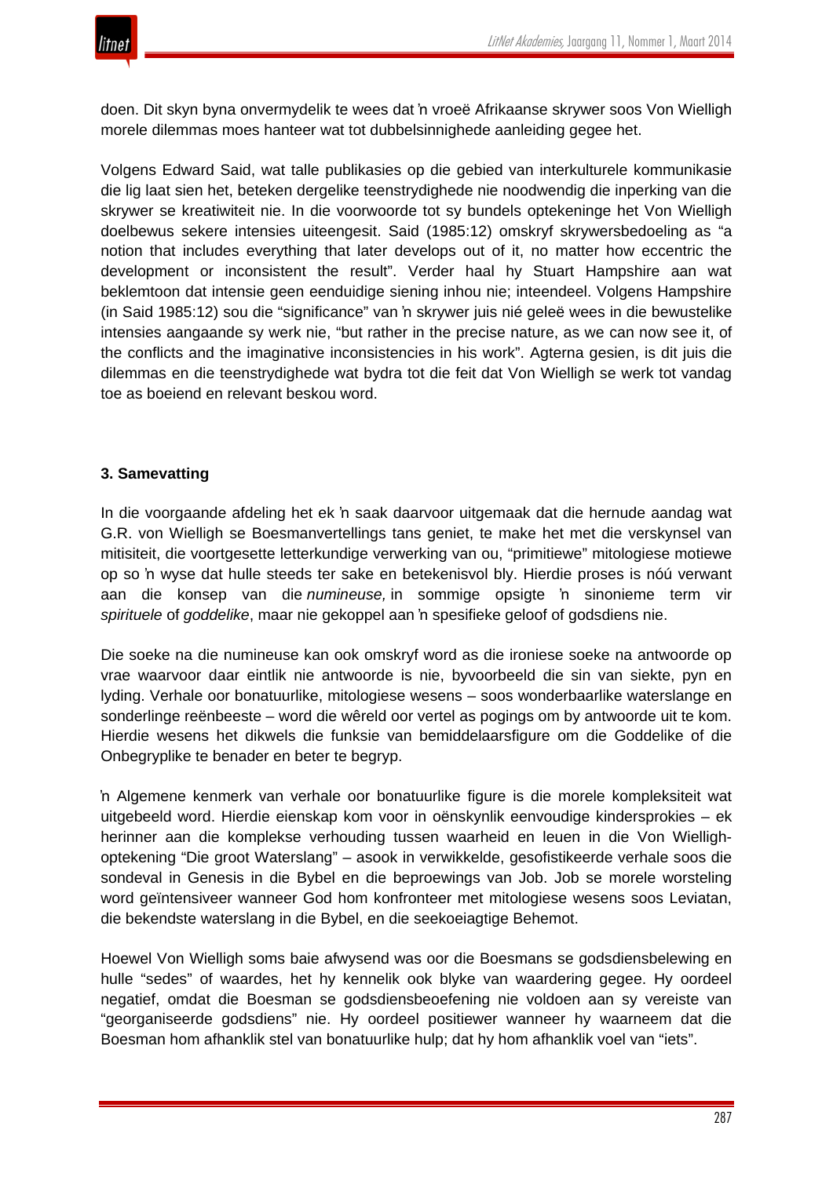doen. Dit skyn byna onvermydelik te wees dat ŉ vroeë Afrikaanse skrywer soos Von Wielligh morele dilemmas moes hanteer wat tot dubbelsinnighede aanleiding gegee het.

Volgens Edward Said, wat talle publikasies op die gebied van interkulturele kommunikasie die lig laat sien het, beteken dergelike teenstrydighede nie noodwendig die inperking van die skrywer se kreatiwiteit nie. In die voorwoorde tot sy bundels optekeninge het Von Wielligh doelbewus sekere intensies uiteengesit. Said (1985:12) omskryf skrywersbedoeling as "a notion that includes everything that later develops out of it, no matter how eccentric the development or inconsistent the result". Verder haal hy Stuart Hampshire aan wat beklemtoon dat intensie geen eenduidige siening inhou nie; inteendeel. Volgens Hampshire (in Said 1985:12) sou die "significance" van ŉ skrywer juis nié geleë wees in die bewustelike intensies aangaande sy werk nie, "but rather in the precise nature, as we can now see it, of the conflicts and the imaginative inconsistencies in his work". Agterna gesien, is dit juis die dilemmas en die teenstrydighede wat bydra tot die feit dat Von Wielligh se werk tot vandag toe as boeiend en relevant beskou word.

### 3. Samevatting

In die voorgaande afdeling het ek ŉ saak daarvoor uitgemaak dat die hernude aandag wat G.R. von Wielligh se Boesmanvertellings tans geniet, te make het met die verskynsel van mitisiteit, die voortgesette letterkundige verwerking van ou, "primitiewe" mitologiese motiewe op so ŉ wyse dat hulle steeds ter sake en betekenisvol bly. Hierdie proses is nóú verwant aan die konsep van die *numineuse,* in sommige opsigte ŉ sinonieme term vir *spirituele* of *goddelike*, maar nie gekoppel aan ŉ spesifieke geloof of godsdiens nie.

Die soeke na die numineuse kan ook omskryf word as die ironiese soeke na antwoorde op vrae waarvoor daar eintlik nie antwoorde is nie, byvoorbeeld die sin van siekte, pyn en lyding. Verhale oor bonatuurlike, mitologiese wesens – soos wonderbaarlike waterslange en sonderlinge reënbeeste – word die wêreld oor vertel as pogings om by antwoorde uit te kom. Hierdie wesens het dikwels die funksie van bemiddelaarsfigure om die Goddelike of die Onbegryplike te benader en beter te begryp.

ŉ Algemene kenmerk van verhale oor bonatuurlike figure is die morele kompleksiteit wat uitgebeeld word. Hierdie eienskap kom voor in oënskynlik eenvoudige kindersprokies – ek herinner aan die komplekse verhouding tussen waarheid en leuen in die Von Wielligh-optekening "Die groot Waterslang" – asook in verwikkelde, gesofistikeerde verhale soos die sondeval in Genesis in die Bybel en die beproewings van Job. Job se morele worsteling word geïntensiveer wanneer God hom konfronteer met mitologiese wesens soos Leviatan, die bekendste waterslang in die Bybel, en die seekoeiagtige Behemot.

Hoewel Von Wielligh soms baie afwysend was oor die Boesmans se godsdiensbelewing en hulle "sedes" of waardes, het hy kennelik ook blyke van waardering gegee. Hy oordeel negatief, omdat die Boesman se godsdiensbeoefening nie voldoen aan sy vereiste van "georganiseerde godsdiens" nie. Hy oordeel positiewer wanneer hy waarneem dat die Boesman hom afhanklik stel van bonatuurlike hulp; dat hy hom afhanklik voel van "iets".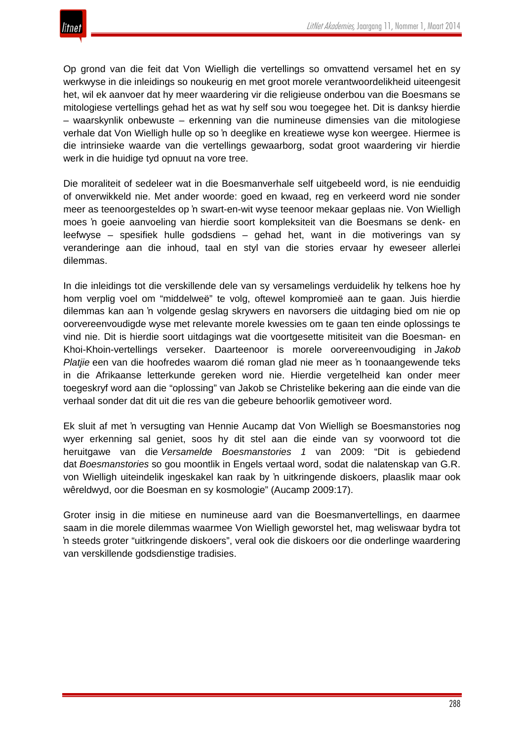Op grond van die feit dat Von Wielligh die vertellings so omvattend versamel het en sy werkwyse in die inleidings so noukeurig en met groot morele verantwoordelikheid uiteengesit het, wil ek aanvoer dat hy meer waardering vir die religieuse onderbou van die Boesmans se mitologiese vertellings gehad het as wat hy self sou wou toegegee het. Dit is danksy hierdie – waarskynlik onbewuste – erkenning van die numineuse dimensies van die mitologiese verhale dat Von Wielligh hulle op so ŉ deeglike en kreatiewe wyse kon weergee. Hiermee is die intrinsieke waarde van die vertellings gewaarborg, sodat groot waardering vir hierdie werk in die huidige tyd opnuut na vore tree.

Die moraliteit of sedeleer wat in die Boesmanverhale self uitgebeeld word, is nie eenduidig of onverwikkeld nie. Met ander woorde: goed en kwaad, reg en verkeerd word nie sonder meer as teenoorgesteldes op ŉ swart-en-wit wyse teenoor mekaar geplaas nie. Von Wielligh moes ŉ goeie aanvoeling van hierdie soort kompleksiteit van die Boesmans se denk- en leefwyse – spesifiek hulle godsdiens – gehad het, want in die motiverings van sy veranderinge aan die inhoud, taal en styl van die stories ervaar hy eweseer allerlei dilemmas.

In die inleidings tot die verskillende dele van sy versamelings verduidelik hy telkens hoe hy hom verplig voel om "middelweë" te volg, oftewel kompromieë aan te gaan. Juis hierdie dilemmas kan aan ŉ volgende geslag skrywers en navorsers die uitdaging bied om nie op oorvereenvoudigde wyse met relevante morele kwessies om te gaan ten einde oplossings te vind nie. Dit is hierdie soort uitdagings wat die voortgesette mitisiteit van die Boesman- en Khoi-Khoin-vertellings verseker. Daarteenoor is morele oorvereenvoudiging in *Jakob Platjie* een van die hoofredes waarom dié roman glad nie meer as ŉ toonaangewende teks in die Afrikaanse letterkunde gereken word nie. Hierdie vergetelheid kan onder meer toegeskryf word aan die "oplossing" van Jakob se Christelike bekering aan die einde van die verhaal sonder dat dit uit die res van die gebeure behoorlik gemotiveer word.

Ek sluit af met ŉ versugting van Hennie Aucamp dat Von Wielligh se Boesmanstories nog wyer erkenning sal geniet, soos hy dit stel aan die einde van sy voorwoord tot die heruitgawe van die *Versamelde Boesmanstories 1* van 2009: "Dit is gebiedend dat *Boesmanstories* so gou moontlik in Engels vertaal word, sodat die nalatenskap van G.R. von Wielligh uiteindelik ingeskakel kan raak by ŉ uitkringende diskoers, plaaslik maar ook wêreldwyd, oor die Boesman en sy kosmologie" (Aucamp 2009:17).

Groter insig in die mitiese en numineuse aard van die Boesmanvertellings, en daarmee saam in die morele dilemmas waarmee Von Wielligh geworstel het, mag weliswaar bydra tot ŉ steeds groter "uitkringende diskoers", veral ook die diskoers oor die onderlinge waardering van verskillende godsdienstige tradisies.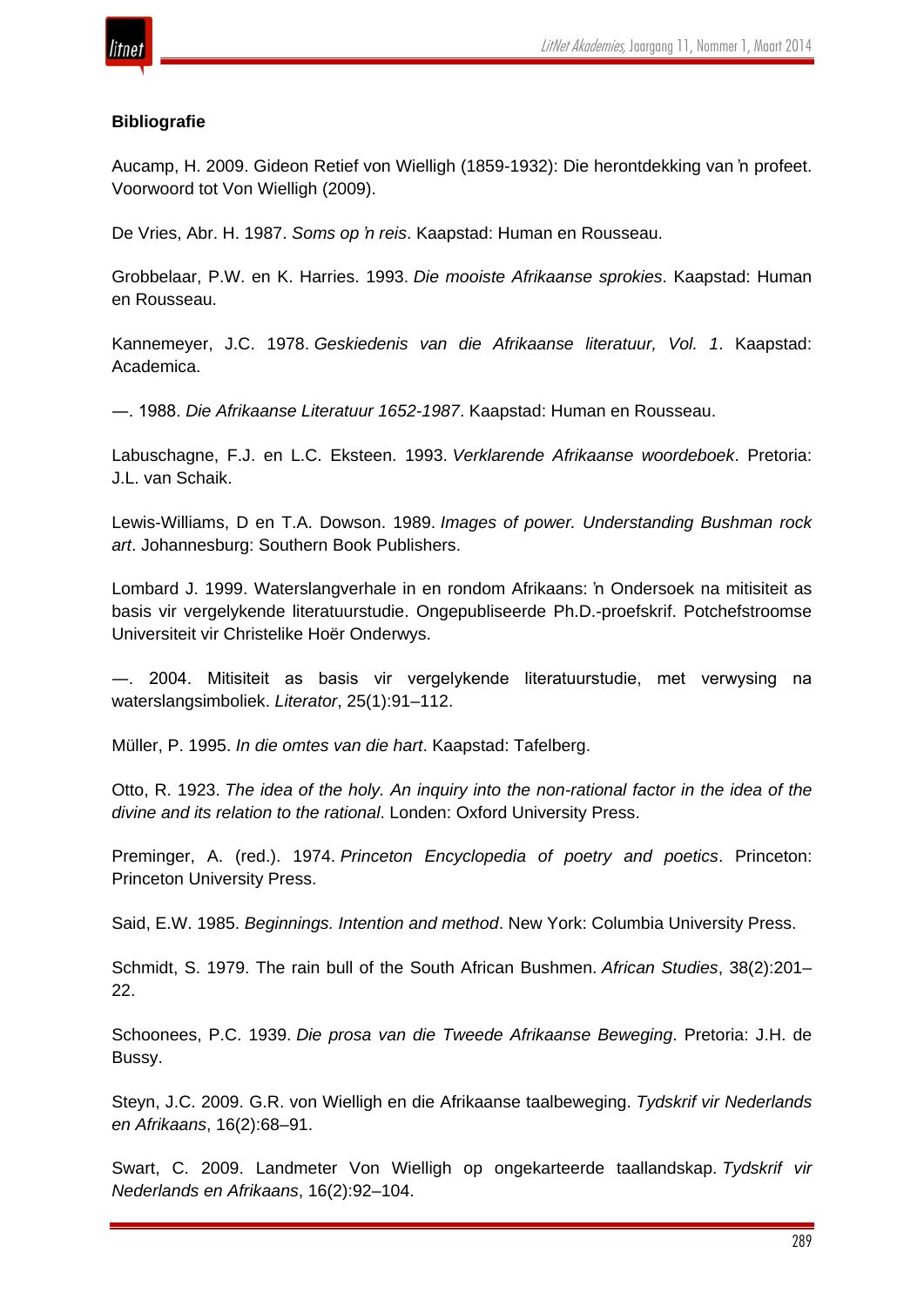**Bibliografie**

Aucamp, H. 2009. Gideon Retief von Wielligh (1859-1932): Die herontdekking van ŉ profeet. Voorwoord tot Von Wielligh (2009).

De Vries, Abr. H. 1987. *Soms op ŉ reis*. Kaapstad: Human en Rousseau.

Grobbelaar, P.W. en K. Harries. 1993. *Die mooiste Afrikaanse sprokies*. Kaapstad: Human en Rousseau.

Kannemeyer, J.C. 1978. *Geskiedenis van die Afrikaanse literatuur, Vol. 1*. Kaapstad: Academica.

—. 1988. *Die Afrikaanse Literatuur 1652-1987*. Kaapstad: Human en Rousseau.

Labuschagne, F.J. en L.C. Eksteen. 1993. *Verklarende Afrikaanse woordeboek*. Pretoria: J.L. van Schaik.

Lewis-Williams, D en T.A. Dowson. 1989. *Images of power. Understanding Bushman rock art*. Johannesburg: Southern Book Publishers.

Lombard J. 1999. Waterslangverhale in en rondom Afrikaans: ŉ Ondersoek na mitisiteit as basis vir vergelykende literatuurstudie. Ongepubliseerde Ph.D.-proefskrif. Potchefstroomse Universiteit vir Christelike Hoër Onderwys.

—. 2004. Mitisiteit as basis vir vergelykende literatuurstudie, met verwysing na waterslangsimboliek. *Literator*, 25(1):91–112.

Müller, P. 1995. *In die omtes van die hart*. Kaapstad: Tafelberg.

Otto, R. 1923. *The idea of the holy. An inquiry into the non-rational factor in the idea of the divine and its relation to the rational*. Londen: Oxford University Press.

Preminger, A. (red.). 1974. *Princeton Encyclopedia of poetry and poetics*. Princeton: Princeton University Press.

Said, E.W. 1985. *Beginnings. Intention and method*. New York: Columbia University Press.

Schmidt, S. 1979. The rain bull of the South African Bushmen. *African Studies*, 38(2):201–22.

Schoonees, P.C. 1939. *Die prosa van die Tweede Afrikaanse Beweging*. Pretoria: J.H. de Bussy.

Steyn, J.C. 2009. G.R. von Wielligh en die Afrikaanse taalbeweging. *Tydskrif vir Nederlands en Afrikaans*, 16(2):68–91.

Swart, C. 2009. Landmeter Von Wielligh op ongekarteerde taallandskap. *Tydskrif vir Nederlands en Afrikaans*, 16(2):92–104.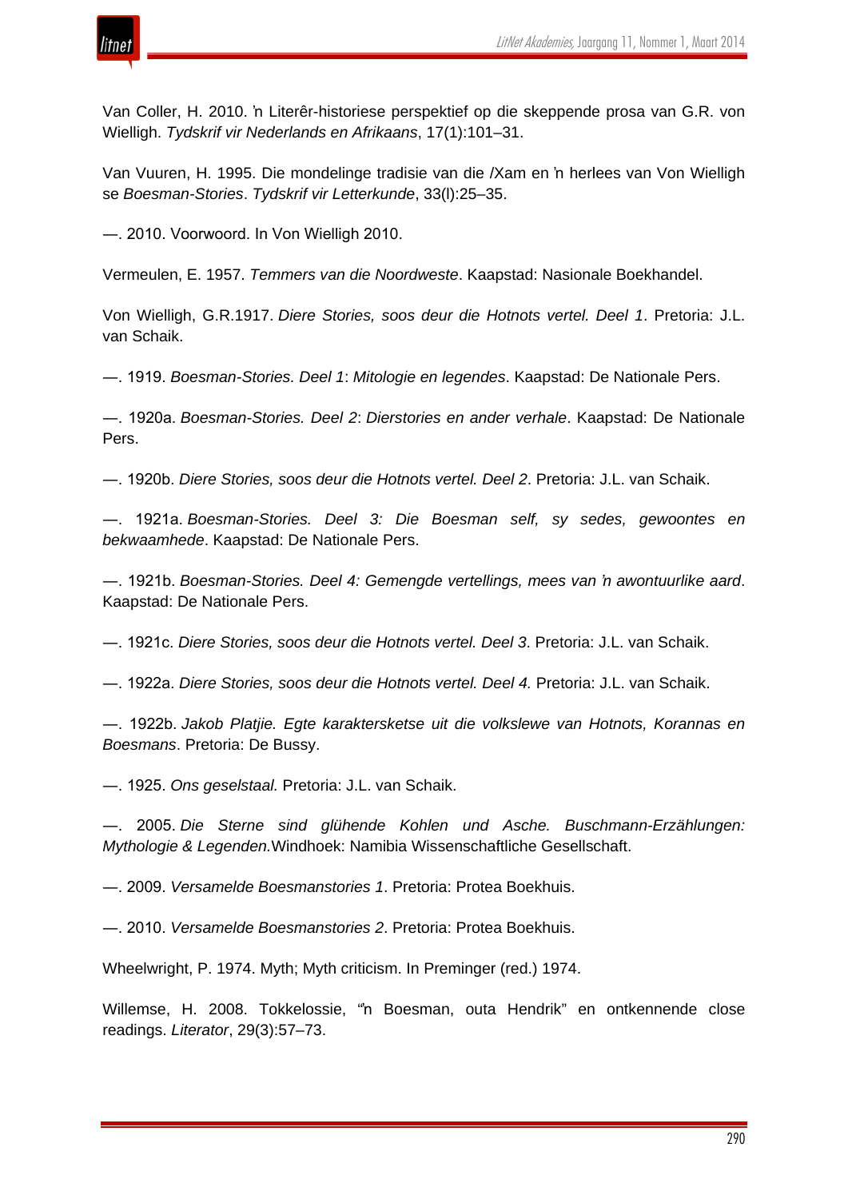Van Coller, H. 2010. ŉ Literêr-historiese perspektief op die skeppende prosa van G.R. von Wielligh. *Tydskrif vir Nederlands en Afrikaans*, 17(1):101–31.

Van Vuuren, H. 1995. Die mondelinge tradisie van die /Xam en ŉ herlees van Von Wielligh se *Boesman-Stories*. *Tydskrif vir Letterkunde*, 33(l):25–35.

—. 2010. Voorwoord. In Von Wielligh 2010.

Vermeulen, E. 1957. *Temmers van die Noordweste*. Kaapstad: Nasionale Boekhandel.

Von Wielligh, G.R.1917. *Diere Stories, soos deur die Hotnots vertel. Deel 1*. Pretoria: J.L. van Schaik.

—. 1919. *Boesman-Stories. Deel 1*: *Mitologie en legendes*. Kaapstad: De Nationale Pers.

—. 1920a. *Boesman-Stories. Deel 2*: *Dierstories en ander verhale*. Kaapstad: De Nationale Pers.

—. 1920b. *Diere Stories, soos deur die Hotnots vertel. Deel 2*. Pretoria: J.L. van Schaik.

—. 1921a. *Boesman-Stories. Deel 3: Die Boesman self, sy sedes, gewoontes en bekwaamhede*. Kaapstad: De Nationale Pers.

—. 1921b. *Boesman-Stories. Deel 4: Gemengde vertellings, mees van ŉ awontuurlike aard*. Kaapstad: De Nationale Pers.

—. 1921c. *Diere Stories, soos deur die Hotnots vertel. Deel 3*. Pretoria: J.L. van Schaik.

—. 1922a. *Diere Stories, soos deur die Hotnots vertel. Deel 4.* Pretoria: J.L. van Schaik.

—. 1922b. *Jakob Platjie. Egte karaktersketse uit die volkslewe van Hotnots, Korannas en Boesmans*. Pretoria: De Bussy.

—. 1925. *Ons geselstaal.* Pretoria: J.L. van Schaik.

—. 2005. *Die Sterne sind glühende Kohlen und Asche. Buschmann-Erzählungen: Mythologie & Legenden.*Windhoek: Namibia Wissenschaftliche Gesellschaft.

—. 2009. *Versamelde Boesmanstories 1*. Pretoria: Protea Boekhuis.

—. 2010. *Versamelde Boesmanstories 2*. Pretoria: Protea Boekhuis.

Wheelwright, P. 1974. Myth; Myth criticism. In Preminger (red.) 1974.

Willemse, H. 2008. Tokkelossie, "ŉ Boesman, outa Hendrik" en ontkennende close readings. *Literator*, 29(3):57–73.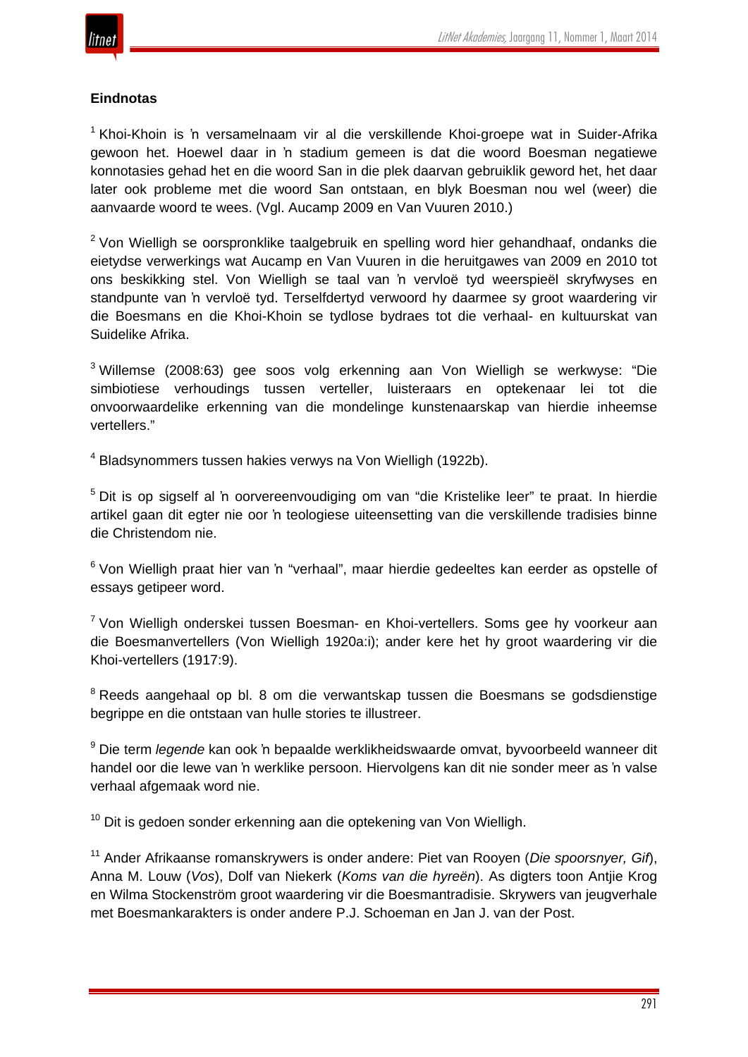**Eindnotas**

[1] Khoi-Khoin is ŉ versamelnaam vir al die verskillende Khoi-groepe wat in Suider-Afrika gewoon het. Hoewel daar in ŉ stadium gemeen is dat die woord Boesman negatiewe konnotasies gehad het en die woord San in die plek daarvan gebruiklik geword het, het daar later ook probleme met die woord San ontstaan, en blyk Boesman nou wel (weer) die aanvaarde woord te wees. (Vgl. Aucamp 2009 en Van Vuuren 2010.)

[2] Von Wielligh se oorspronklike taalgebruik en spelling word hier gehandhaaf, ondanks die eietydse verwerkings wat Aucamp en Van Vuuren in die heruitgawes van 2009 en 2010 tot ons beskikking stel. Von Wielligh se taal van ŉ vervloë tyd weerspieël skryfwyses en standpunte van ŉ vervloë tyd. Terselfdertyd verwoord hy daarmee sy groot waardering vir die Boesmans en die Khoi-Khoin se tydlose bydraes tot die verhaal- en kultuurskat van Suidelike Afrika.

[3] Willemse (2008:63) gee soos volg erkenning aan Von Wielligh se werkwyse: "Die simbiotiese verhoudings tussen verteller, luisteraars en optekenaar lei tot die onvoorwaardelike erkenning van die mondelinge kunstenaarskap van hierdie inheemse vertellers."

[4] Bladsynommers tussen hakies verwys na Von Wielligh (1922b).

[5] Dit is op sigself al ŉ oorvereenvoudiging om van "die Kristelike leer" te praat. In hierdie artikel gaan dit egter nie oor ŉ teologiese uiteensetting van die verskillende tradisies binne die Christendom nie.

[6] Von Wielligh praat hier van ŉ "verhaal", maar hierdie gedeeltes kan eerder as opstelle of essays getipeer word.

[7] Von Wielligh onderskei tussen Boesman- en Khoi-vertellers. Soms gee hy voorkeur aan die Boesmanvertellers (Von Wielligh 1920a:i); ander kere het hy groot waardering vir die Khoi-vertellers (1917:9).

[8] Reeds aangehaal op bl. 8 om die verwantskap tussen die Boesmans se godsdienstige begrippe en die ontstaan van hulle stories te illustreer.

[9] Die term *legende* kan ook ŉ bepaalde werklikheidswaarde omvat, byvoorbeeld wanneer dit handel oor die lewe van ŉ werklike persoon. Hiervolgens kan dit nie sonder meer as ŉ valse verhaal afgemaak word nie.

[10] Dit is gedoen sonder erkenning aan die optekening van Von Wielligh.

[11] Ander Afrikaanse romanskrywers is onder andere: Piet van Rooyen (*Die spoorsnyer, Gif*), Anna M. Louw (*Vos*), Dolf van Niekerk (*Koms van die hyreën*). As digters toon Antjie Krog en Wilma Stockenström groot waardering vir die Boesmantradisie. Skrywers van jeugverhale met Boesmankarakters is onder andere P.J. Schoeman en Jan J. van der Post.